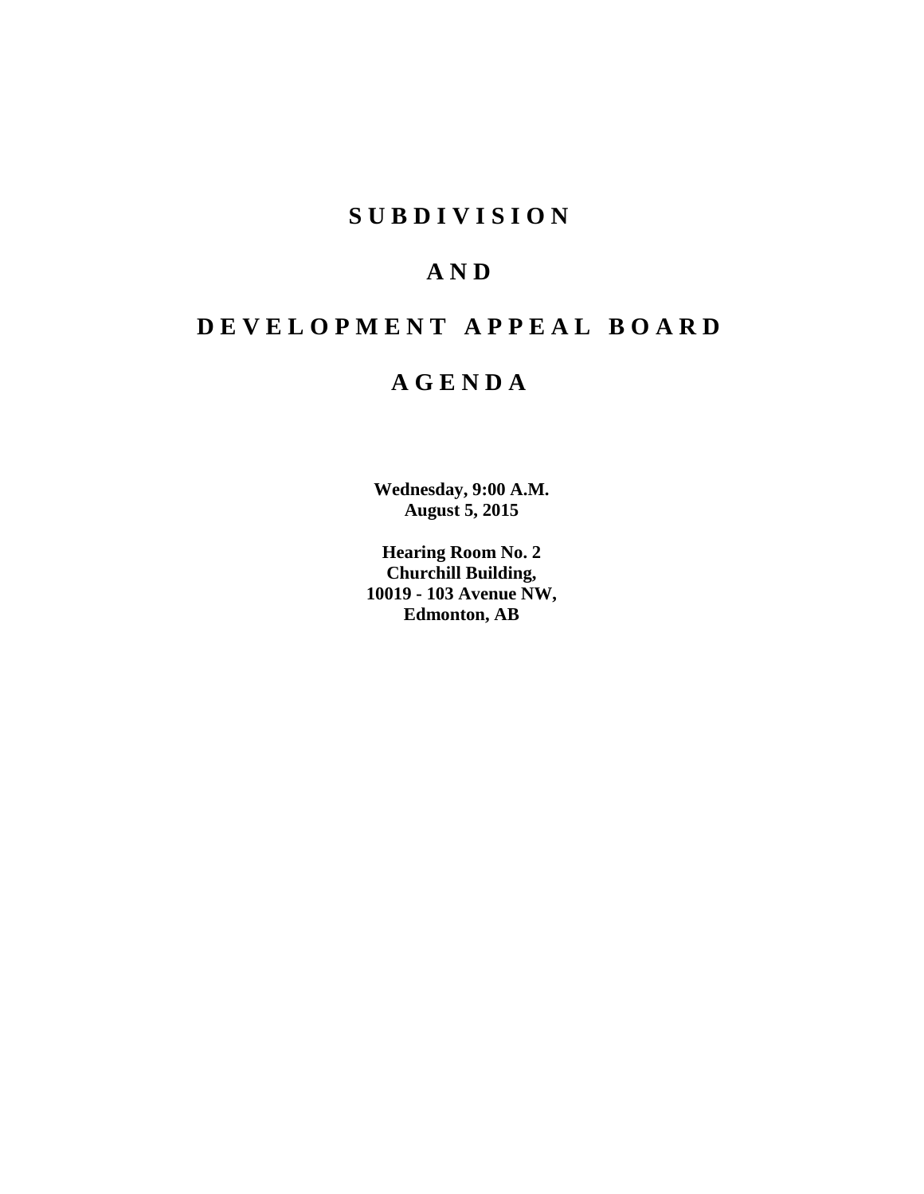# SUBDIVISION

# AND

# DEVELOPMENT APPEAL BOARD

# AGENDA

**Wednesday, 9:00 A.M.**
**August 5, 2015**

**Hearing Room No. 2**
**Churchill Building,**
**10019 - 103 Avenue NW,**
**Edmonton, AB**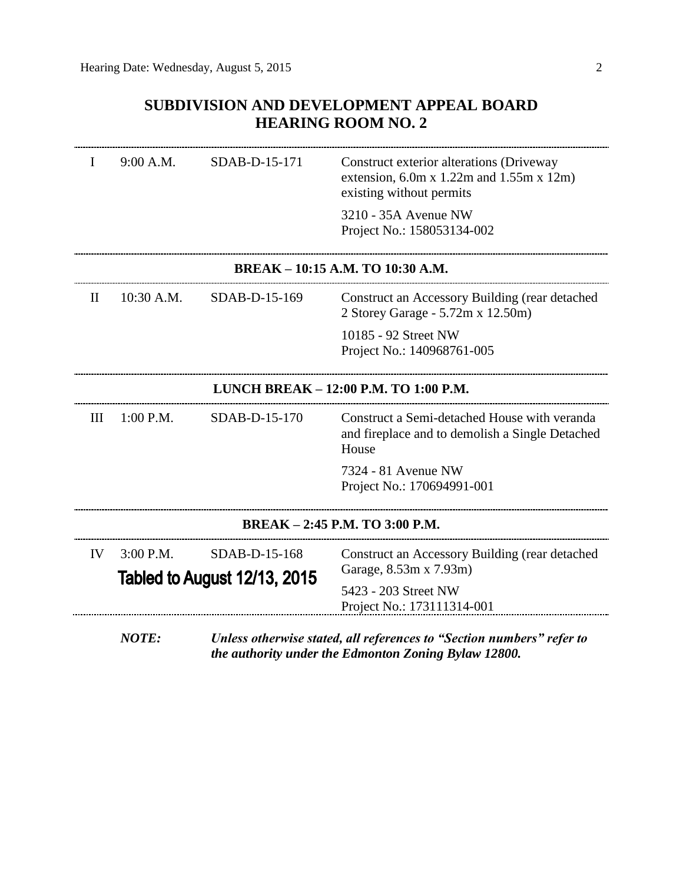Hearing Date: Wednesday, August 5, 2015

## SUBDIVISION AND DEVELOPMENT APPEAL BOARD
## HEARING ROOM NO. 2

| | | | |
|---|---|---|---|
| I | 9:00 A.M. | SDAB-D-15-171 | Construct exterior alterations (Driveway extension, 6.0m x 1.22m and 1.55m x 12m) existing without permits<br><br>3210 - 35A Avenue NW<br>Project No.: 158053134-002 |

**BREAK – 10:15 A.M. TO 10:30 A.M.**

| | | | |
|---|---|---|---|
| II | 10:30 A.M. | SDAB-D-15-169 | Construct an Accessory Building (rear detached 2 Storey Garage - 5.72m x 12.50m)<br><br>10185 - 92 Street NW<br>Project No.: 140968761-005 |

**LUNCH BREAK – 12:00 P.M. TO 1:00 P.M.**

| | | | |
|---|---|---|---|
| III | 1:00 P.M. | SDAB-D-15-170 | Construct a Semi-detached House with veranda and fireplace and to demolish a Single Detached House<br><br>7324 - 81 Avenue NW<br>Project No.: 170694991-001 |

**BREAK – 2:45 P.M. TO 3:00 P.M.**

| | | | |
|---|---|---|---|
| IV | 3:00 P.M.<br>**Tabled to August 12/13, 2015** | SDAB-D-15-168 | Construct an Accessory Building (rear detached Garage, 8.53m x 7.93m)<br><br>5423 - 203 Street NW<br>Project No.: 173111314-001 |

***NOTE:*** ***Unless otherwise stated, all references to "Section numbers" refer to the authority under the Edmonton Zoning Bylaw 12800.***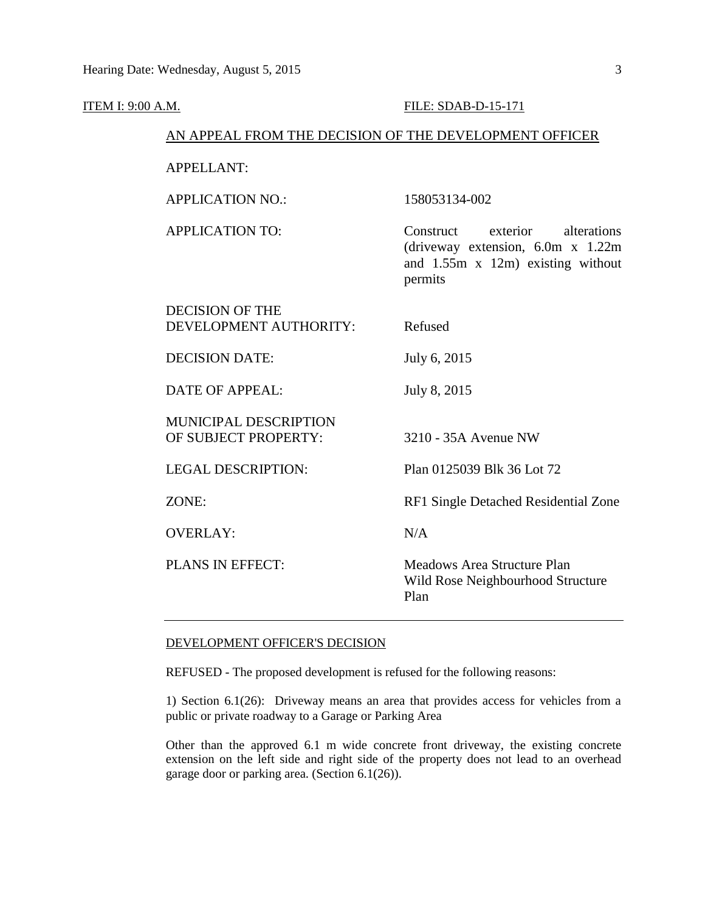ITEM I: 9:00 A.M. FILE: SDAB-D-15-171

AN APPEAL FROM THE DECISION OF THE DEVELOPMENT OFFICER

| | |
|---|---|
| APPELLANT: | |
| APPLICATION NO.: | 158053134-002 |
| APPLICATION TO: | Construct exterior alterations (driveway extension, 6.0m x 1.22m and 1.55m x 12m) existing without permits |
| DECISION OF THE DEVELOPMENT AUTHORITY: | Refused |
| DECISION DATE: | July 6, 2015 |
| DATE OF APPEAL: | July 8, 2015 |
| MUNICIPAL DESCRIPTION OF SUBJECT PROPERTY: | 3210 - 35A Avenue NW |
| LEGAL DESCRIPTION: | Plan 0125039 Blk 36 Lot 72 |
| ZONE: | RF1 Single Detached Residential Zone |
| OVERLAY: | N/A |
| PLANS IN EFFECT: | Meadows Area Structure Plan<br>Wild Rose Neighbourhood Structure Plan |

---

DEVELOPMENT OFFICER'S DECISION

REFUSED - The proposed development is refused for the following reasons:

1) Section 6.1(26): Driveway means an area that provides access for vehicles from a public or private roadway to a Garage or Parking Area

Other than the approved 6.1 m wide concrete front driveway, the existing concrete extension on the left side and right side of the property does not lead to an overhead garage door or parking area. (Section 6.1(26)).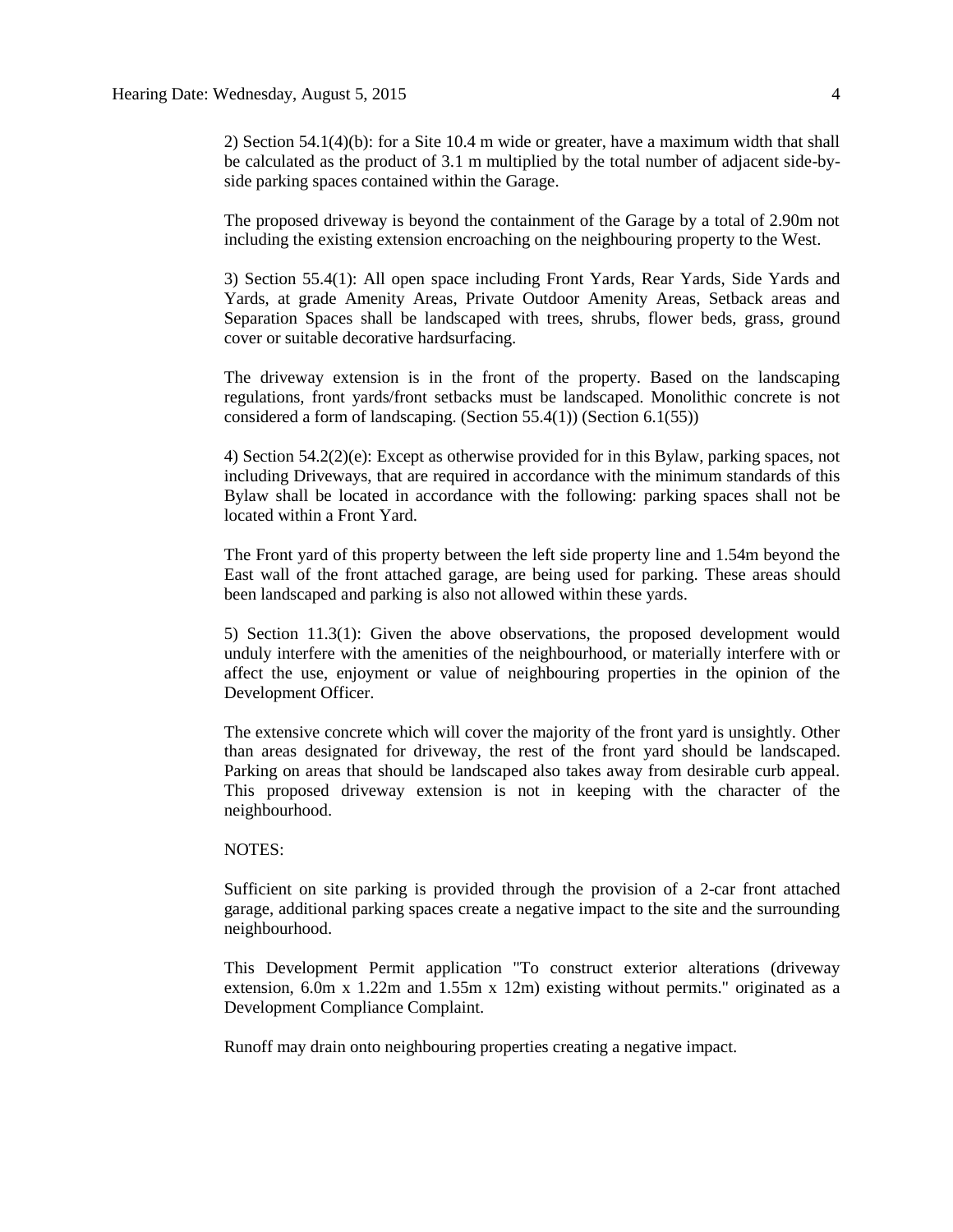2) Section 54.1(4)(b): for a Site 10.4 m wide or greater, have a maximum width that shall be calculated as the product of 3.1 m multiplied by the total number of adjacent side-by-side parking spaces contained within the Garage.

The proposed driveway is beyond the containment of the Garage by a total of 2.90m not including the existing extension encroaching on the neighbouring property to the West.

3) Section 55.4(1): All open space including Front Yards, Rear Yards, Side Yards and Yards, at grade Amenity Areas, Private Outdoor Amenity Areas, Setback areas and Separation Spaces shall be landscaped with trees, shrubs, flower beds, grass, ground cover or suitable decorative hardsurfacing.

The driveway extension is in the front of the property. Based on the landscaping regulations, front yards/front setbacks must be landscaped. Monolithic concrete is not considered a form of landscaping. (Section 55.4(1)) (Section 6.1(55))

4) Section 54.2(2)(e): Except as otherwise provided for in this Bylaw, parking spaces, not including Driveways, that are required in accordance with the minimum standards of this Bylaw shall be located in accordance with the following: parking spaces shall not be located within a Front Yard.

The Front yard of this property between the left side property line and 1.54m beyond the East wall of the front attached garage, are being used for parking. These areas should been landscaped and parking is also not allowed within these yards.

5) Section 11.3(1): Given the above observations, the proposed development would unduly interfere with the amenities of the neighbourhood, or materially interfere with or affect the use, enjoyment or value of neighbouring properties in the opinion of the Development Officer.

The extensive concrete which will cover the majority of the front yard is unsightly. Other than areas designated for driveway, the rest of the front yard should be landscaped. Parking on areas that should be landscaped also takes away from desirable curb appeal. This proposed driveway extension is not in keeping with the character of the neighbourhood.

NOTES:

Sufficient on site parking is provided through the provision of a 2-car front attached garage, additional parking spaces create a negative impact to the site and the surrounding neighbourhood.

This Development Permit application "To construct exterior alterations (driveway extension, 6.0m x 1.22m and 1.55m x 12m) existing without permits." originated as a Development Compliance Complaint.

Runoff may drain onto neighbouring properties creating a negative impact.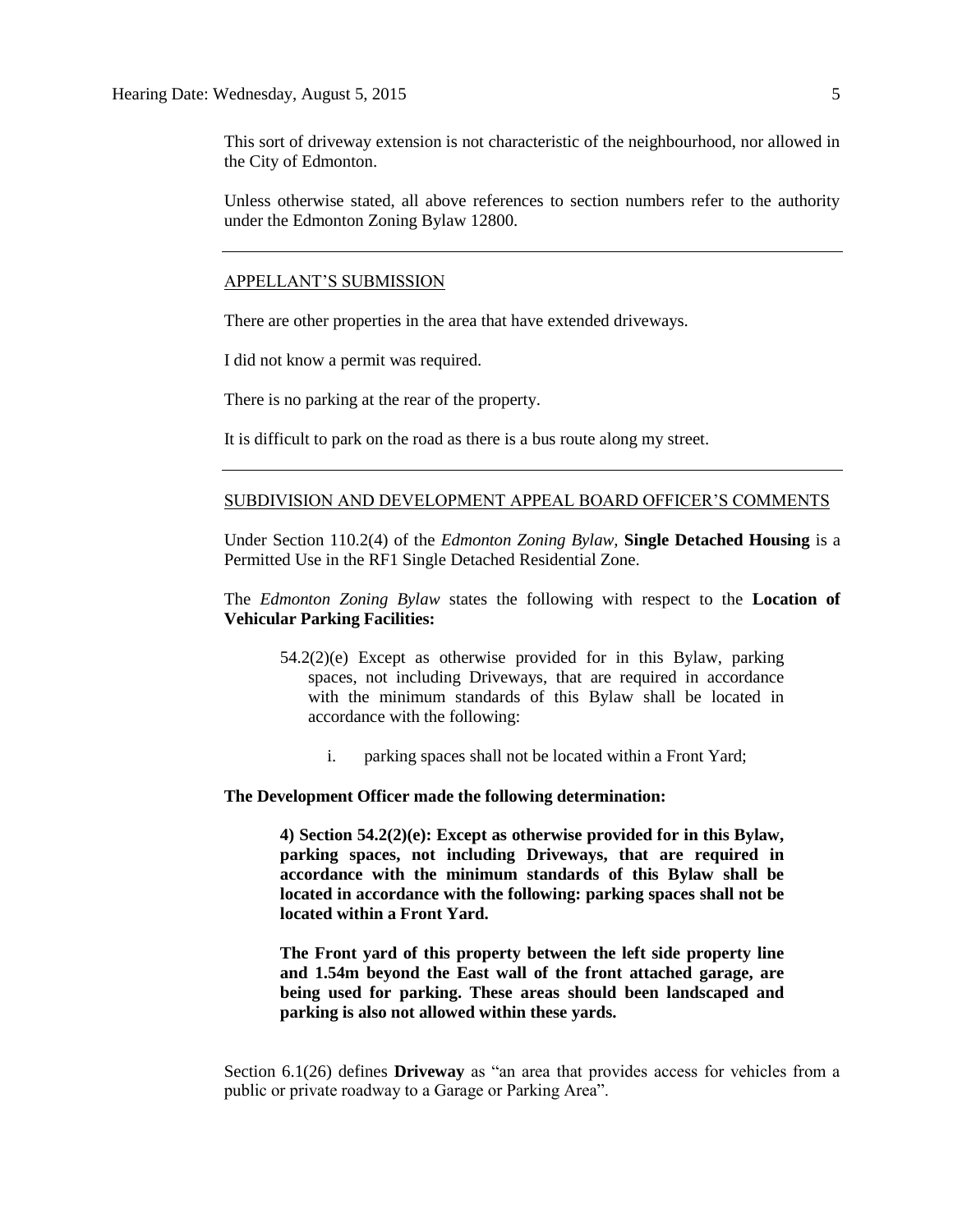This sort of driveway extension is not characteristic of the neighbourhood, nor allowed in the City of Edmonton.

Unless otherwise stated, all above references to section numbers refer to the authority under the Edmonton Zoning Bylaw 12800.

---

## APPELLANT'S SUBMISSION

There are other properties in the area that have extended driveways.

I did not know a permit was required.

There is no parking at the rear of the property.

It is difficult to park on the road as there is a bus route along my street.

---

## SUBDIVISION AND DEVELOPMENT APPEAL BOARD OFFICER'S COMMENTS

Under Section 110.2(4) of the *Edmonton Zoning Bylaw,* **Single Detached Housing** is a Permitted Use in the RF1 Single Detached Residential Zone.

The *Edmonton Zoning Bylaw* states the following with respect to the **Location of Vehicular Parking Facilities:**

> 54.2(2)(e) Except as otherwise provided for in this Bylaw, parking spaces, not including Driveways, that are required in accordance with the minimum standards of this Bylaw shall be located in accordance with the following:
>
> i. parking spaces shall not be located within a Front Yard;

**The Development Officer made the following determination:**

> **4) Section 54.2(2)(e): Except as otherwise provided for in this Bylaw, parking spaces, not including Driveways, that are required in accordance with the minimum standards of this Bylaw shall be located in accordance with the following: parking spaces shall not be located within a Front Yard.**
>
> **The Front yard of this property between the left side property line and 1.54m beyond the East wall of the front attached garage, are being used for parking. These areas should been landscaped and parking is also not allowed within these yards.**

Section 6.1(26) defines **Driveway** as "an area that provides access for vehicles from a public or private roadway to a Garage or Parking Area".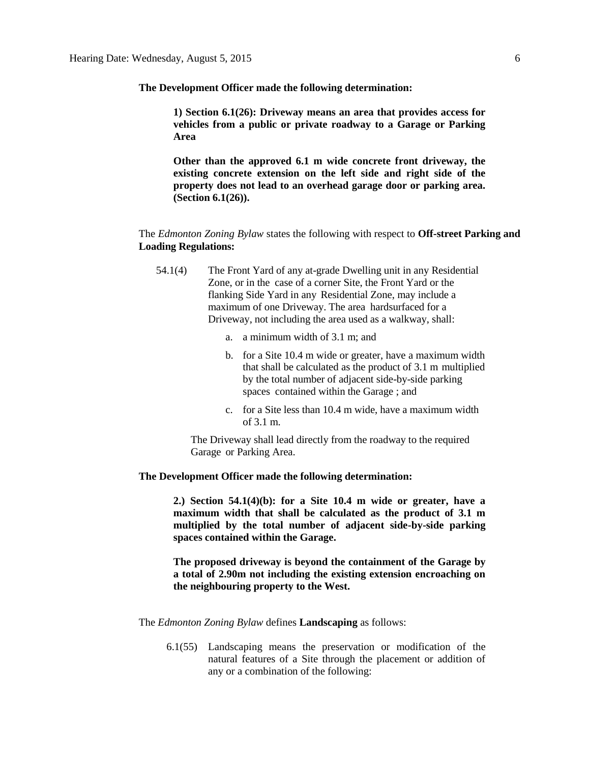**The Development Officer made the following determination:**

> **1) Section 6.1(26): Driveway means an area that provides access for vehicles from a public or private roadway to a Garage or Parking Area**
>
> **Other than the approved 6.1 m wide concrete front driveway, the existing concrete extension on the left side and right side of the property does not lead to an overhead garage door or parking area. (Section 6.1(26)).**

The *Edmonton Zoning Bylaw* states the following with respect to **Off-street Parking and Loading Regulations:**

54.1(4) The Front Yard of any at-grade Dwelling unit in any Residential Zone, or in the case of a corner Site, the Front Yard or the flanking Side Yard in any Residential Zone, may include a maximum of one Driveway. The area hardsurfaced for a Driveway, not including the area used as a walkway, shall:

a. a minimum width of 3.1 m; and

b. for a Site 10.4 m wide or greater, have a maximum width that shall be calculated as the product of 3.1 m multiplied by the total number of adjacent side-by-side parking spaces contained within the Garage ; and

c. for a Site less than 10.4 m wide, have a maximum width of 3.1 m.

The Driveway shall lead directly from the roadway to the required Garage or Parking Area.

**The Development Officer made the following determination:**

> **2.) Section 54.1(4)(b): for a Site 10.4 m wide or greater, have a maximum width that shall be calculated as the product of 3.1 m multiplied by the total number of adjacent side-by-side parking spaces contained within the Garage.**
>
> **The proposed driveway is beyond the containment of the Garage by a total of 2.90m not including the existing extension encroaching on the neighbouring property to the West.**

The *Edmonton Zoning Bylaw* defines **Landscaping** as follows:

6.1(55) Landscaping means the preservation or modification of the natural features of a Site through the placement or addition of any or a combination of the following: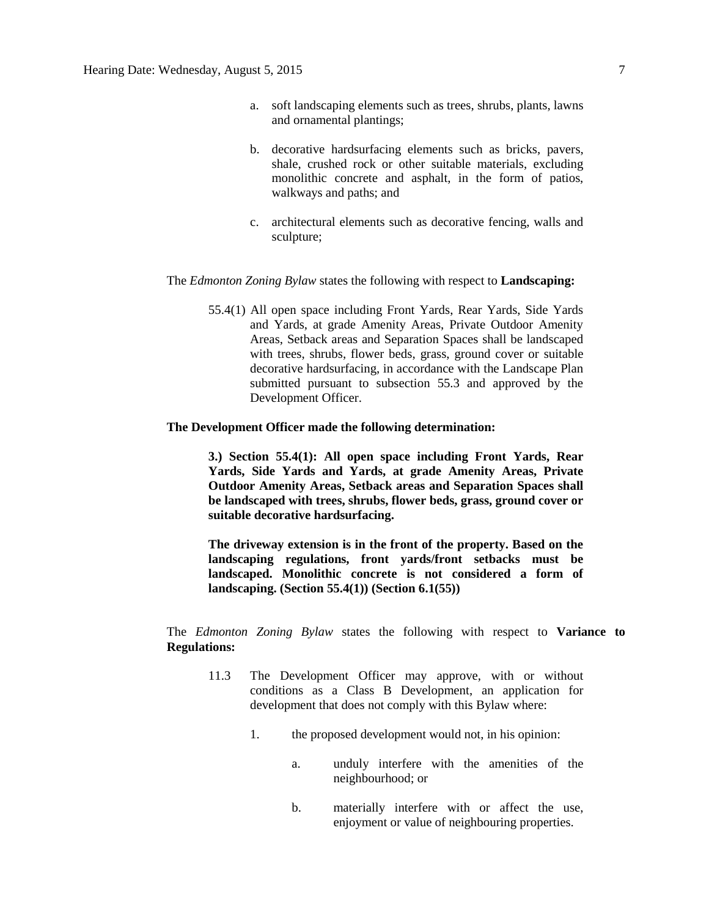a. soft landscaping elements such as trees, shrubs, plants, lawns and ornamental plantings;

b. decorative hardsurfacing elements such as bricks, pavers, shale, crushed rock or other suitable materials, excluding monolithic concrete and asphalt, in the form of patios, walkways and paths; and

c. architectural elements such as decorative fencing, walls and sculpture;

The *Edmonton Zoning Bylaw* states the following with respect to **Landscaping:**

> 55.4(1) All open space including Front Yards, Rear Yards, Side Yards and Yards, at grade Amenity Areas, Private Outdoor Amenity Areas, Setback areas and Separation Spaces shall be landscaped with trees, shrubs, flower beds, grass, ground cover or suitable decorative hardsurfacing, in accordance with the Landscape Plan submitted pursuant to subsection 55.3 and approved by the Development Officer.

**The Development Officer made the following determination:**

> **3.) Section 55.4(1): All open space including Front Yards, Rear Yards, Side Yards and Yards, at grade Amenity Areas, Private Outdoor Amenity Areas, Setback areas and Separation Spaces shall be landscaped with trees, shrubs, flower beds, grass, ground cover or suitable decorative hardsurfacing.**
>
> **The driveway extension is in the front of the property. Based on the landscaping regulations, front yards/front setbacks must be landscaped. Monolithic concrete is not considered a form of landscaping. (Section 55.4(1)) (Section 6.1(55))**

The *Edmonton Zoning Bylaw* states the following with respect to **Variance to Regulations:**

> 11.3 The Development Officer may approve, with or without conditions as a Class B Development, an application for development that does not comply with this Bylaw where:
>
> 1. the proposed development would not, in his opinion:
>
>    a. unduly interfere with the amenities of the neighbourhood; or
>
>    b. materially interfere with or affect the use, enjoyment or value of neighbouring properties.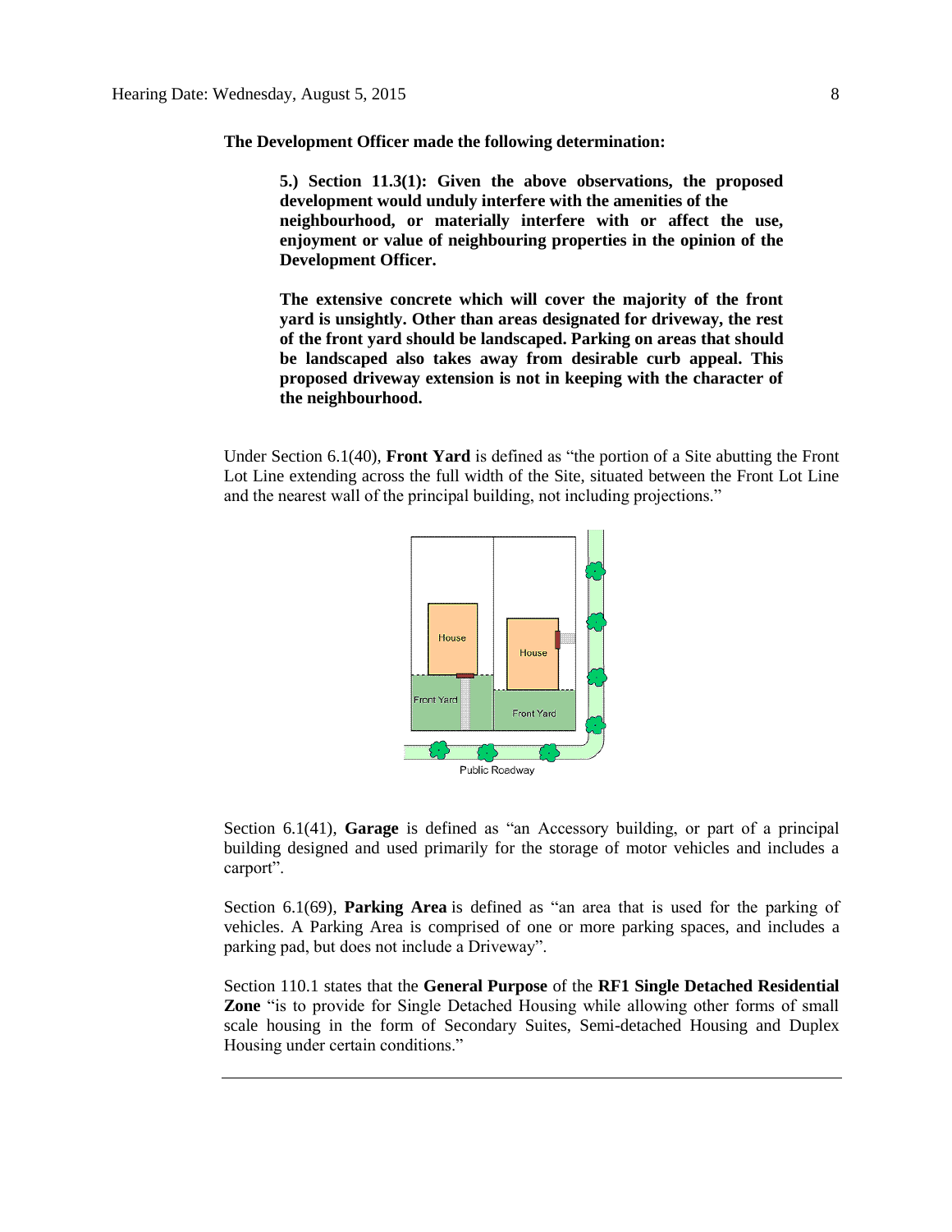**The Development Officer made the following determination:**

> **5.) Section 11.3(1): Given the above observations, the proposed development would unduly interfere with the amenities of the neighbourhood, or materially interfere with or affect the use, enjoyment or value of neighbouring properties in the opinion of the Development Officer.**
>
> **The extensive concrete which will cover the majority of the front yard is unsightly. Other than areas designated for driveway, the rest of the front yard should be landscaped. Parking on areas that should be landscaped also takes away from desirable curb appeal. This proposed driveway extension is not in keeping with the character of the neighbourhood.**

Under Section 6.1(40), **Front Yard** is defined as "the portion of a Site abutting the Front Lot Line extending across the full width of the Site, situated between the Front Lot Line and the nearest wall of the principal building, not including projections."

Section 6.1(41), **Garage** is defined as "an Accessory building, or part of a principal building designed and used primarily for the storage of motor vehicles and includes a carport".

Section 6.1(69), **Parking Area** is defined as "an area that is used for the parking of vehicles. A Parking Area is comprised of one or more parking spaces, and includes a parking pad, but does not include a Driveway".

Section 110.1 states that the **General Purpose** of the **RF1 Single Detached Residential Zone** "is to provide for Single Detached Housing while allowing other forms of small scale housing in the form of Secondary Suites, Semi-detached Housing and Duplex Housing under certain conditions."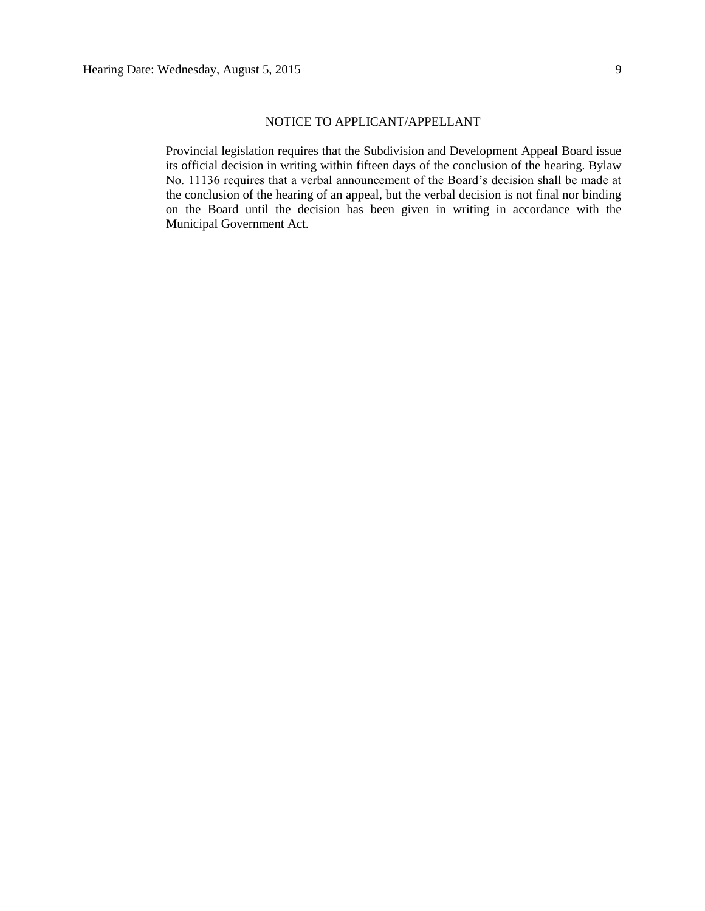## NOTICE TO APPLICANT/APPELLANT

Provincial legislation requires that the Subdivision and Development Appeal Board issue its official decision in writing within fifteen days of the conclusion of the hearing. Bylaw No. 11136 requires that a verbal announcement of the Board's decision shall be made at the conclusion of the hearing of an appeal, but the verbal decision is not final nor binding on the Board until the decision has been given in writing in accordance with the Municipal Government Act.

---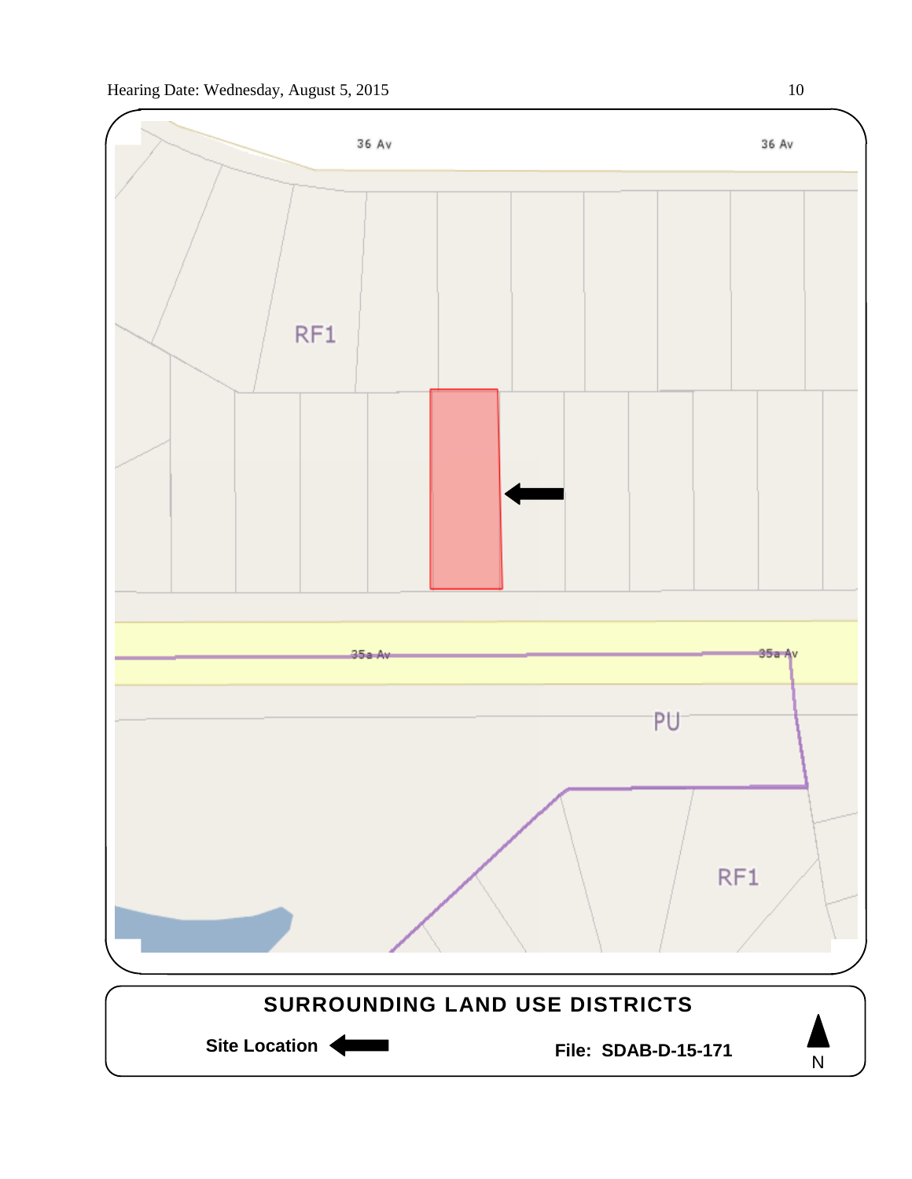36 Av

36 Av

RF1

35a Av

35a Av

PU

RF1

**SURROUNDING LAND USE DISTRICTS**

**Site Location** ⬅

**File: SDAB-D-15-171**

N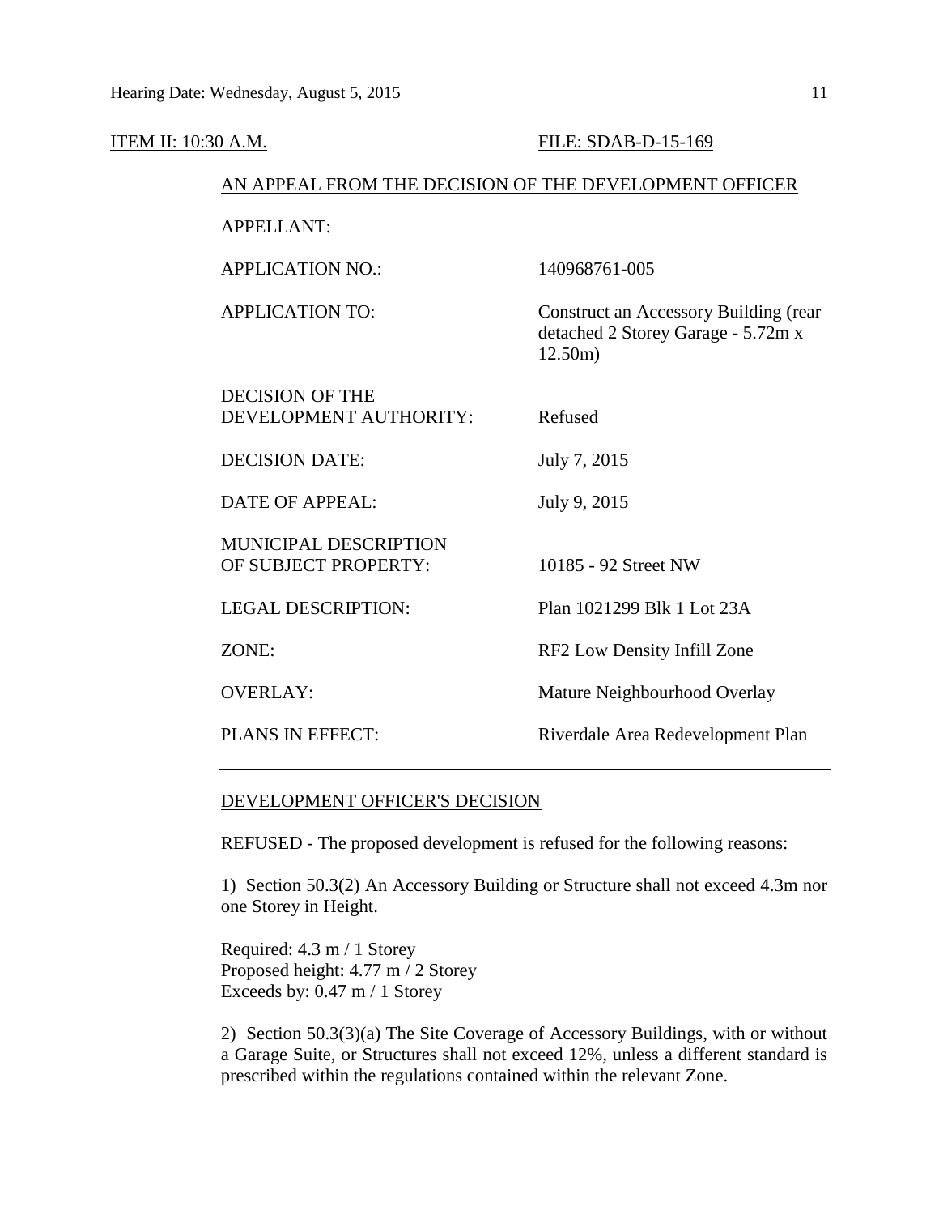ITEM II: 10:30 A.M. FILE: SDAB-D-15-169

AN APPEAL FROM THE DECISION OF THE DEVELOPMENT OFFICER

| | |
|---|---|
| APPELLANT: | |
| APPLICATION NO.: | 140968761-005 |
| APPLICATION TO: | Construct an Accessory Building (rear detached 2 Storey Garage - 5.72m x 12.50m) |
| DECISION OF THE DEVELOPMENT AUTHORITY: | Refused |
| DECISION DATE: | July 7, 2015 |
| DATE OF APPEAL: | July 9, 2015 |
| MUNICIPAL DESCRIPTION OF SUBJECT PROPERTY: | 10185 - 92 Street NW |
| LEGAL DESCRIPTION: | Plan 1021299 Blk 1 Lot 23A |
| ZONE: | RF2 Low Density Infill Zone |
| OVERLAY: | Mature Neighbourhood Overlay |
| PLANS IN EFFECT: | Riverdale Area Redevelopment Plan |

DEVELOPMENT OFFICER'S DECISION

REFUSED - The proposed development is refused for the following reasons:

1) Section 50.3(2) An Accessory Building or Structure shall not exceed 4.3m nor one Storey in Height.

Required: 4.3 m / 1 Storey
Proposed height: 4.77 m / 2 Storey
Exceeds by: 0.47 m / 1 Storey

2) Section 50.3(3)(a) The Site Coverage of Accessory Buildings, with or without a Garage Suite, or Structures shall not exceed 12%, unless a different standard is prescribed within the regulations contained within the relevant Zone.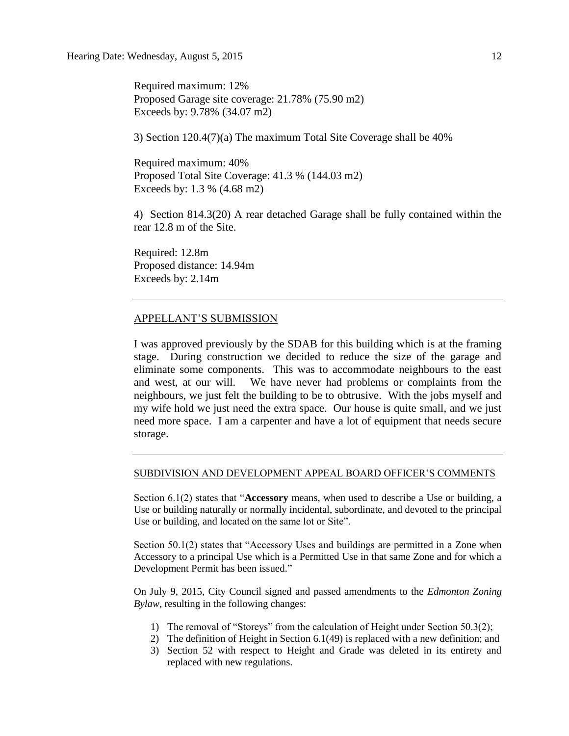Required maximum: 12%
Proposed Garage site coverage: 21.78% (75.90 m2)
Exceeds by: 9.78% (34.07 m2)

3) Section 120.4(7)(a) The maximum Total Site Coverage shall be 40%

Required maximum: 40%
Proposed Total Site Coverage: 41.3 % (144.03 m2)
Exceeds by: 1.3 % (4.68 m2)

4) Section 814.3(20) A rear detached Garage shall be fully contained within the rear 12.8 m of the Site.

Required: 12.8m
Proposed distance: 14.94m
Exceeds by: 2.14m

---

## APPELLANT'S SUBMISSION

I was approved previously by the SDAB for this building which is at the framing stage. During construction we decided to reduce the size of the garage and eliminate some components. This was to accommodate neighbours to the east and west, at our will. We have never had problems or complaints from the neighbours, we just felt the building to be to obtrusive. With the jobs myself and my wife hold we just need the extra space. Our house is quite small, and we just need more space. I am a carpenter and have a lot of equipment that needs secure storage.

---

## SUBDIVISION AND DEVELOPMENT APPEAL BOARD OFFICER'S COMMENTS

Section 6.1(2) states that "**Accessory** means, when used to describe a Use or building, a Use or building naturally or normally incidental, subordinate, and devoted to the principal Use or building, and located on the same lot or Site".

Section 50.1(2) states that "Accessory Uses and buildings are permitted in a Zone when Accessory to a principal Use which is a Permitted Use in that same Zone and for which a Development Permit has been issued."

On July 9, 2015, City Council signed and passed amendments to the *Edmonton Zoning Bylaw*, resulting in the following changes:

1) The removal of "Storeys" from the calculation of Height under Section 50.3(2);
2) The definition of Height in Section 6.1(49) is replaced with a new definition; and
3) Section 52 with respect to Height and Grade was deleted in its entirety and replaced with new regulations.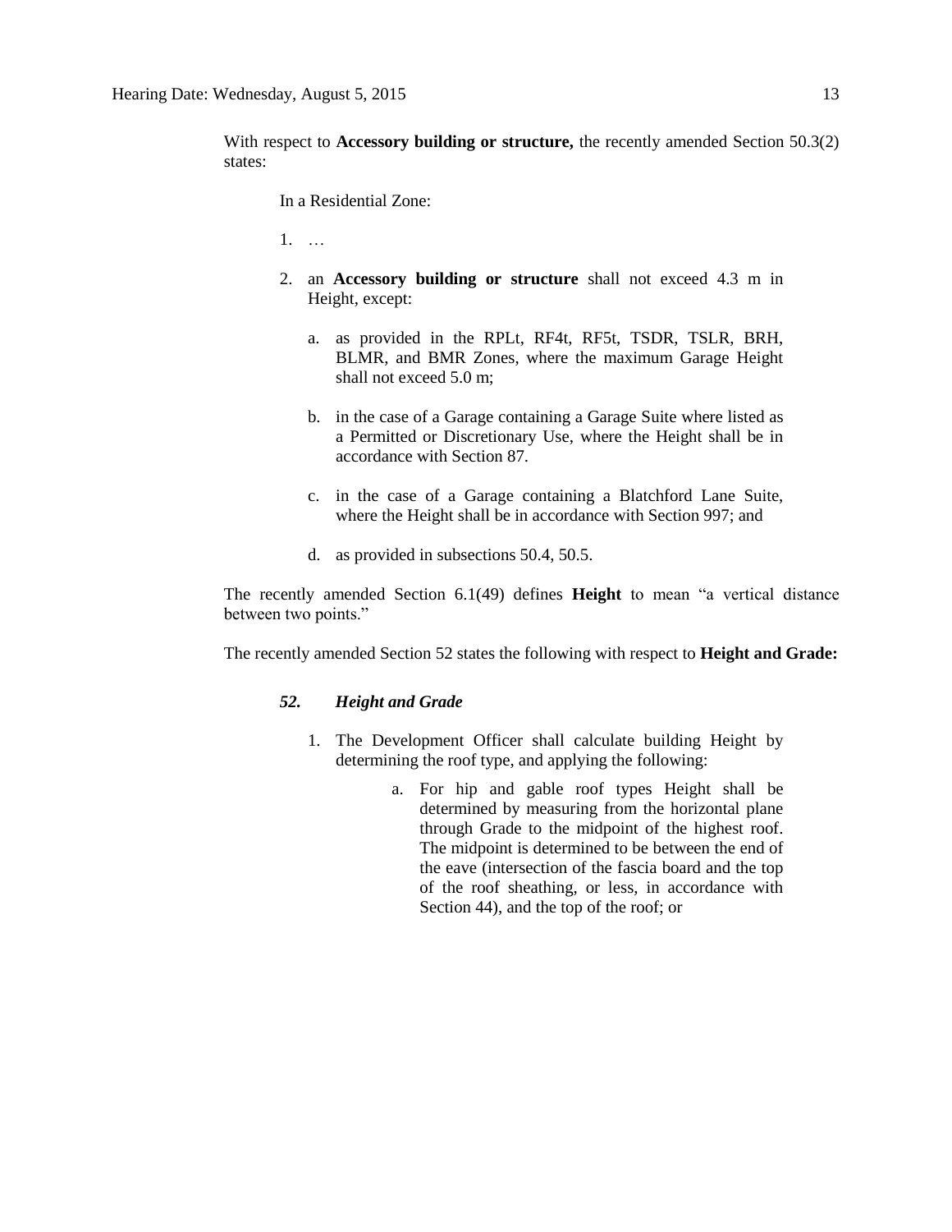With respect to **Accessory building or structure,** the recently amended Section 50.3(2) states:

> In a Residential Zone:
>
> 1. …
>
> 2. an **Accessory building or structure** shall not exceed 4.3 m in Height, except:
>
>     a. as provided in the RPLt, RF4t, RF5t, TSDR, TSLR, BRH, BLMR, and BMR Zones, where the maximum Garage Height shall not exceed 5.0 m;
>
>     b. in the case of a Garage containing a Garage Suite where listed as a Permitted or Discretionary Use, where the Height shall be in accordance with Section 87.
>
>     c. in the case of a Garage containing a Blatchford Lane Suite, where the Height shall be in accordance with Section 997; and
>
>     d. as provided in subsections 50.4, 50.5.

The recently amended Section 6.1(49) defines **Height** to mean "a vertical distance between two points."

The recently amended Section 52 states the following with respect to **Height and Grade:**

> ***52. Height and Grade***
>
> 1. The Development Officer shall calculate building Height by determining the roof type, and applying the following:
>
>     a. For hip and gable roof types Height shall be determined by measuring from the horizontal plane through Grade to the midpoint of the highest roof. The midpoint is determined to be between the end of the eave (intersection of the fascia board and the top of the roof sheathing, or less, in accordance with Section 44), and the top of the roof; or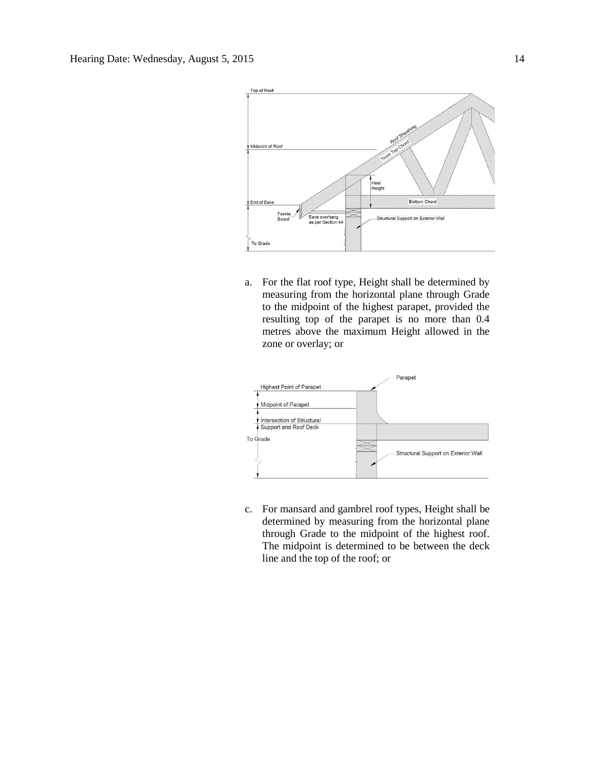a. For the flat roof type, Height shall be determined by measuring from the horizontal plane through Grade to the midpoint of the highest parapet, provided the resulting top of the parapet is no more than 0.4 metres above the maximum Height allowed in the zone or overlay; or

c. For mansard and gambrel roof types, Height shall be determined by measuring from the horizontal plane through Grade to the midpoint of the highest roof. The midpoint is determined to be between the deck line and the top of the roof; or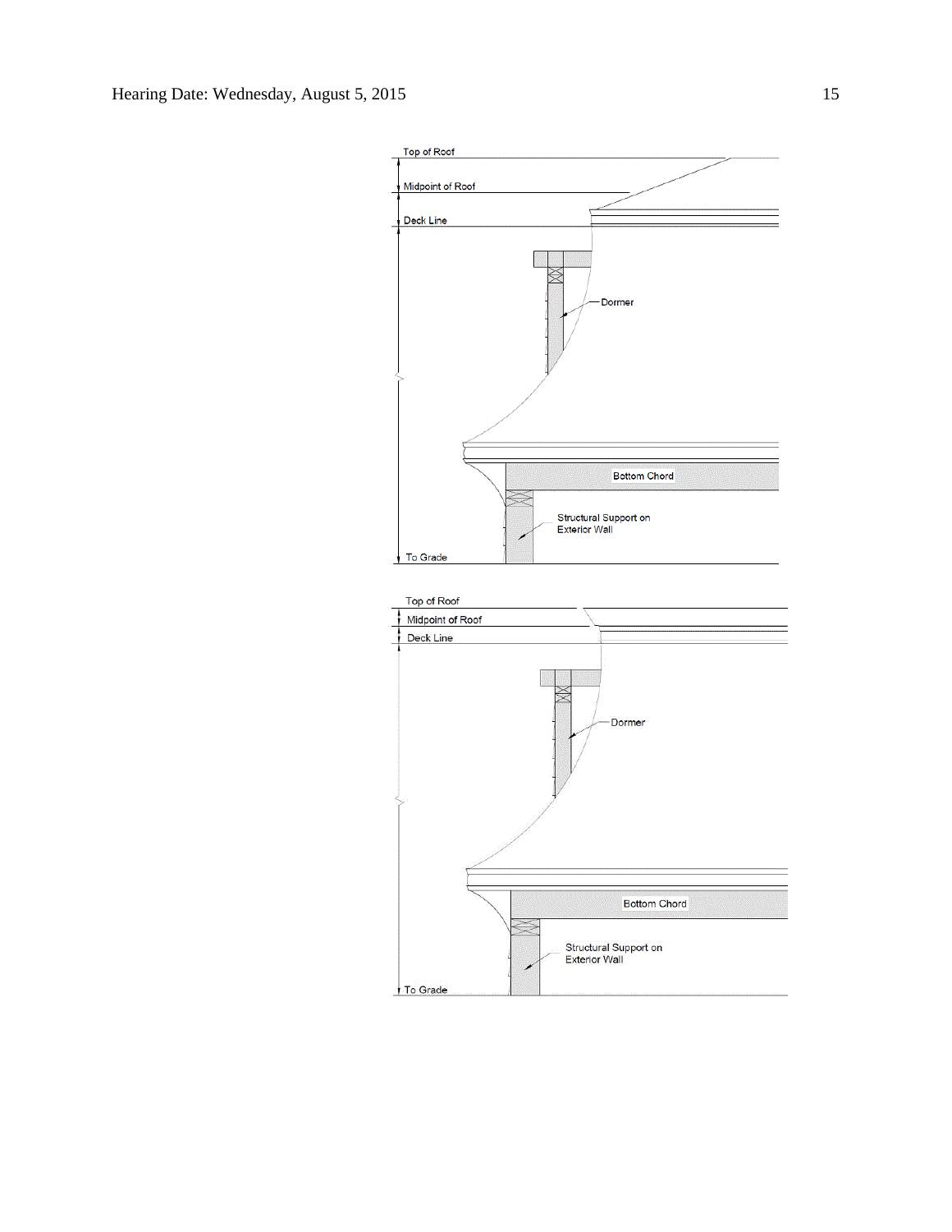Top of Roof

Midpoint of Roof

Deck Line

Dormer

Bottom Chord

Structural Support on Exterior Wall

To Grade

Top of Roof

Midpoint of Roof

Deck Line

Dormer

Bottom Chord

Structural Support on Exterior Wall

To Grade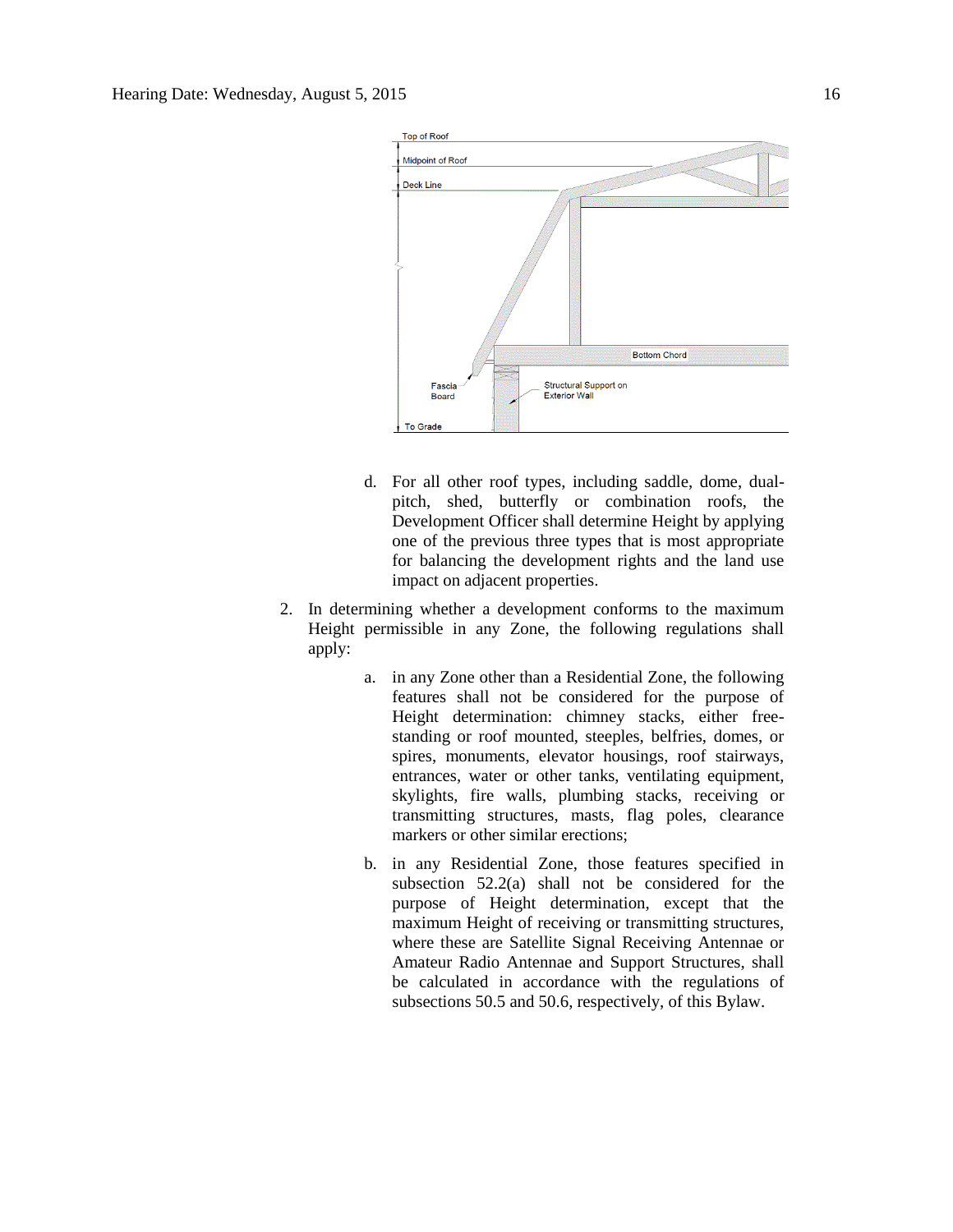d. For all other roof types, including saddle, dome, dual-pitch, shed, butterfly or combination roofs, the Development Officer shall determine Height by applying one of the previous three types that is most appropriate for balancing the development rights and the land use impact on adjacent properties.

2. In determining whether a development conforms to the maximum Height permissible in any Zone, the following regulations shall apply:

   a. in any Zone other than a Residential Zone, the following features shall not be considered for the purpose of Height determination: chimney stacks, either free-standing or roof mounted, steeples, belfries, domes, or spires, monuments, elevator housings, roof stairways, entrances, water or other tanks, ventilating equipment, skylights, fire walls, plumbing stacks, receiving or transmitting structures, masts, flag poles, clearance markers or other similar erections;

   b. in any Residential Zone, those features specified in subsection 52.2(a) shall not be considered for the purpose of Height determination, except that the maximum Height of receiving or transmitting structures, where these are Satellite Signal Receiving Antennae or Amateur Radio Antennae and Support Structures, shall be calculated in accordance with the regulations of subsections 50.5 and 50.6, respectively, of this Bylaw.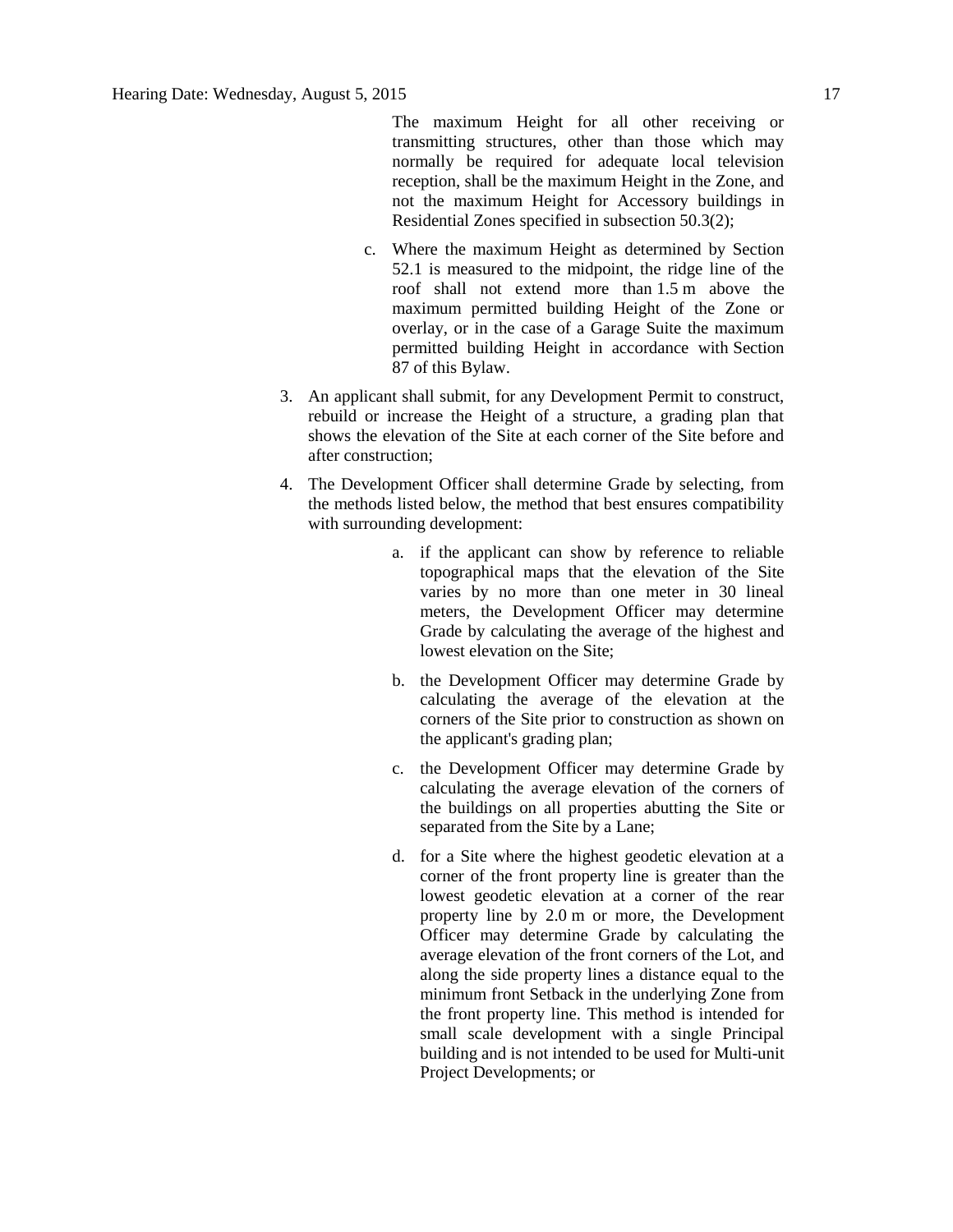The maximum Height for all other receiving or transmitting structures, other than those which may normally be required for adequate local television reception, shall be the maximum Height in the Zone, and not the maximum Height for Accessory buildings in Residential Zones specified in subsection 50.3(2);

c. Where the maximum Height as determined by Section 52.1 is measured to the midpoint, the ridge line of the roof shall not extend more than 1.5 m above the maximum permitted building Height of the Zone or overlay, or in the case of a Garage Suite the maximum permitted building Height in accordance with Section 87 of this Bylaw.

3. An applicant shall submit, for any Development Permit to construct, rebuild or increase the Height of a structure, a grading plan that shows the elevation of the Site at each corner of the Site before and after construction;

4. The Development Officer shall determine Grade by selecting, from the methods listed below, the method that best ensures compatibility with surrounding development:

   a. if the applicant can show by reference to reliable topographical maps that the elevation of the Site varies by no more than one meter in 30 lineal meters, the Development Officer may determine Grade by calculating the average of the highest and lowest elevation on the Site;

   b. the Development Officer may determine Grade by calculating the average of the elevation at the corners of the Site prior to construction as shown on the applicant's grading plan;

   c. the Development Officer may determine Grade by calculating the average elevation of the corners of the buildings on all properties abutting the Site or separated from the Site by a Lane;

   d. for a Site where the highest geodetic elevation at a corner of the front property line is greater than the lowest geodetic elevation at a corner of the rear property line by 2.0 m or more, the Development Officer may determine Grade by calculating the average elevation of the front corners of the Lot, and along the side property lines a distance equal to the minimum front Setback in the underlying Zone from the front property line. This method is intended for small scale development with a single Principal building and is not intended to be used for Multi-unit Project Developments; or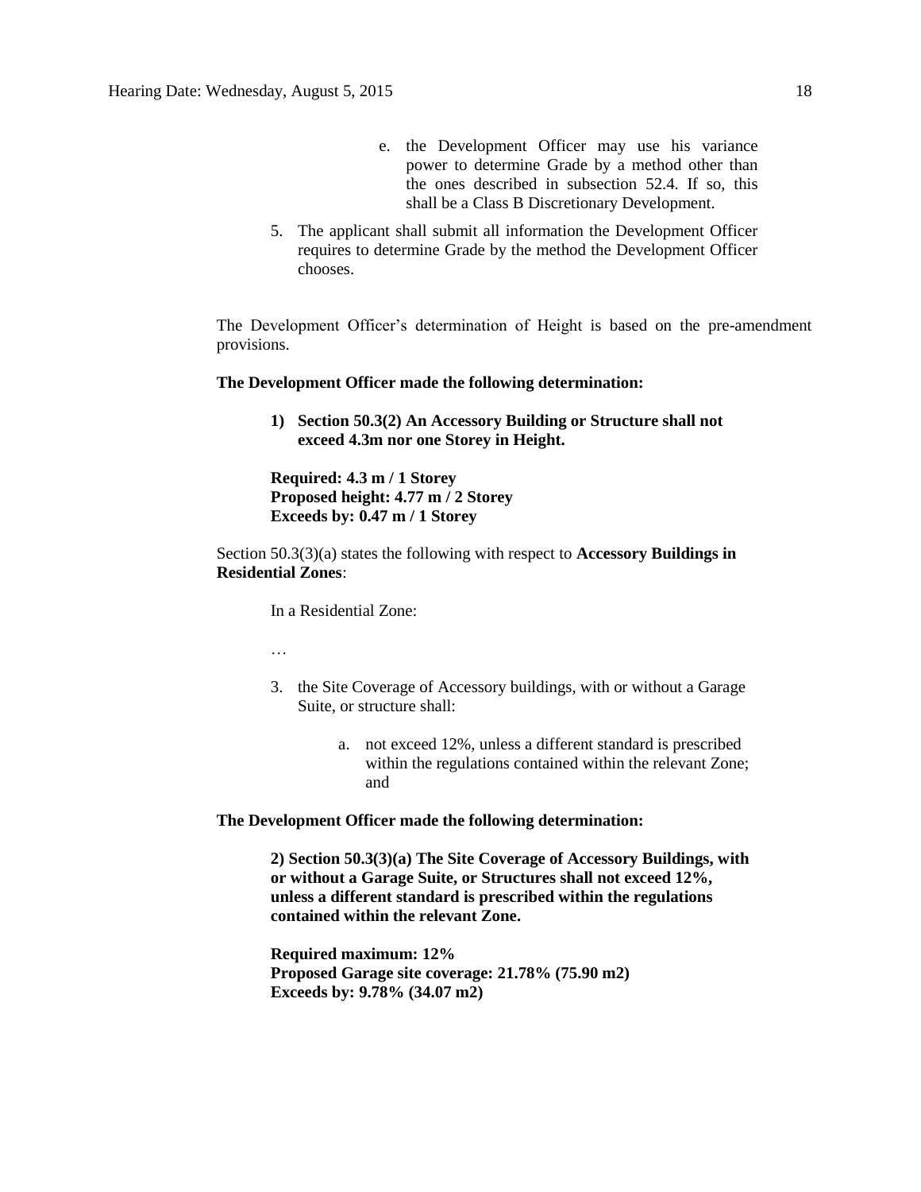e. the Development Officer may use his variance power to determine Grade by a method other than the ones described in subsection 52.4. If so, this shall be a Class B Discretionary Development.

5. The applicant shall submit all information the Development Officer requires to determine Grade by the method the Development Officer chooses.

The Development Officer's determination of Height is based on the pre-amendment provisions.

**The Development Officer made the following determination:**

**1) Section 50.3(2) An Accessory Building or Structure shall not exceed 4.3m nor one Storey in Height.**

**Required: 4.3 m / 1 Storey**
**Proposed height: 4.77 m / 2 Storey**
**Exceeds by: 0.47 m / 1 Storey**

Section 50.3(3)(a) states the following with respect to **Accessory Buildings in Residential Zones**:

In a Residential Zone:

…

3. the Site Coverage of Accessory buildings, with or without a Garage Suite, or structure shall:

    a. not exceed 12%, unless a different standard is prescribed within the regulations contained within the relevant Zone; and

**The Development Officer made the following determination:**

**2) Section 50.3(3)(a) The Site Coverage of Accessory Buildings, with or without a Garage Suite, or Structures shall not exceed 12%, unless a different standard is prescribed within the regulations contained within the relevant Zone.**

**Required maximum: 12%**
**Proposed Garage site coverage: 21.78% (75.90 m2)**
**Exceeds by: 9.78% (34.07 m2)**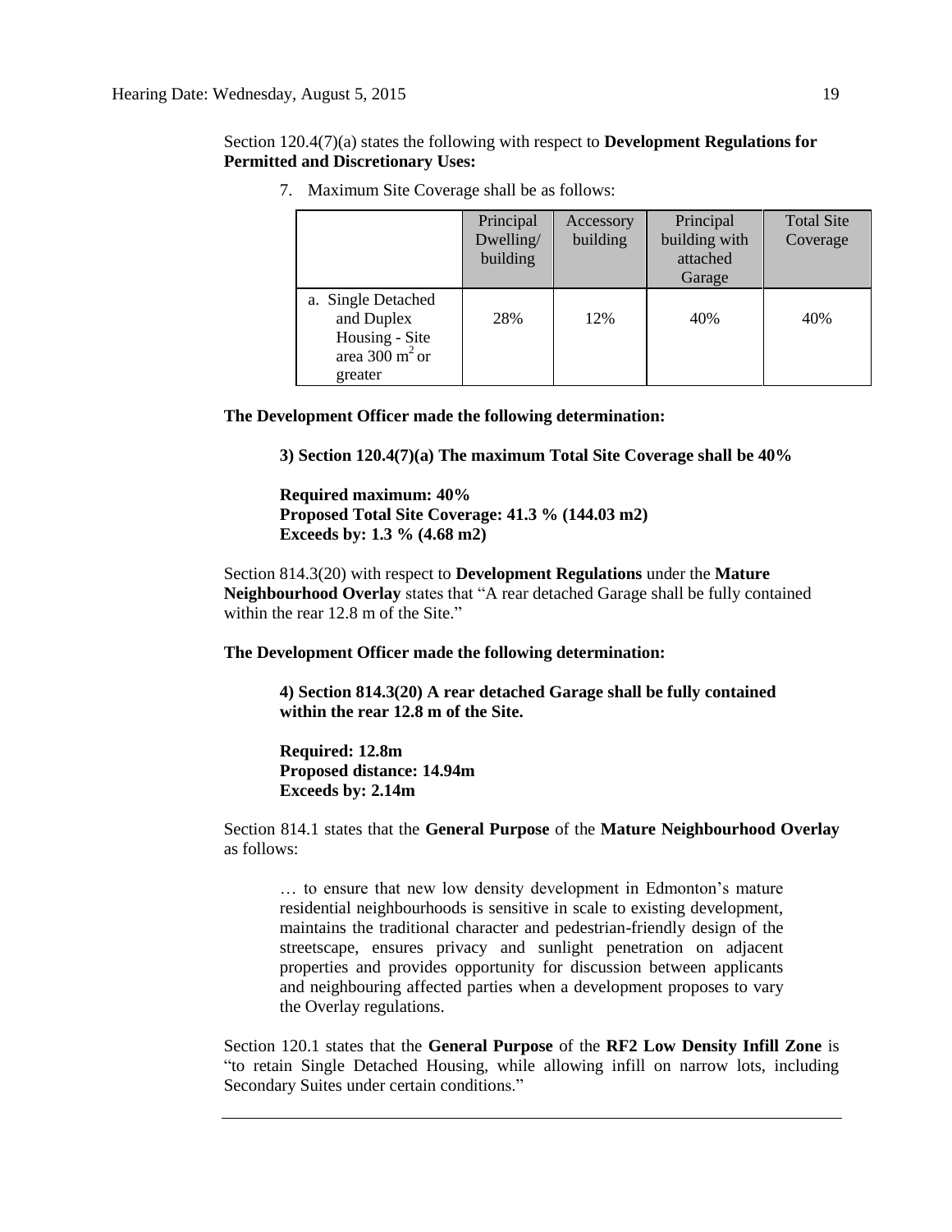Section 120.4(7)(a) states the following with respect to **Development Regulations for Permitted and Discretionary Uses:**

7. Maximum Site Coverage shall be as follows:

| | Principal Dwelling/ building | Accessory building | Principal building with attached Garage | Total Site Coverage |
|---|---|---|---|---|
| a. Single Detached and Duplex Housing - Site area 300 $m^2$ or greater | 28% | 12% | 40% | 40% |

**The Development Officer made the following determination:**

**3) Section 120.4(7)(a) The maximum Total Site Coverage shall be 40%**

**Required maximum: 40%**
**Proposed Total Site Coverage: 41.3 % (144.03 m2)**
**Exceeds by: 1.3 % (4.68 m2)**

Section 814.3(20) with respect to **Development Regulations** under the **Mature Neighbourhood Overlay** states that "A rear detached Garage shall be fully contained within the rear 12.8 m of the Site."

**The Development Officer made the following determination:**

**4) Section 814.3(20) A rear detached Garage shall be fully contained within the rear 12.8 m of the Site.**

**Required: 12.8m**
**Proposed distance: 14.94m**
**Exceeds by: 2.14m**

Section 814.1 states that the **General Purpose** of the **Mature Neighbourhood Overlay** as follows:

> … to ensure that new low density development in Edmonton's mature residential neighbourhoods is sensitive in scale to existing development, maintains the traditional character and pedestrian-friendly design of the streetscape, ensures privacy and sunlight penetration on adjacent properties and provides opportunity for discussion between applicants and neighbouring affected parties when a development proposes to vary the Overlay regulations.

Section 120.1 states that the **General Purpose** of the **RF2 Low Density Infill Zone** is "to retain Single Detached Housing, while allowing infill on narrow lots, including Secondary Suites under certain conditions."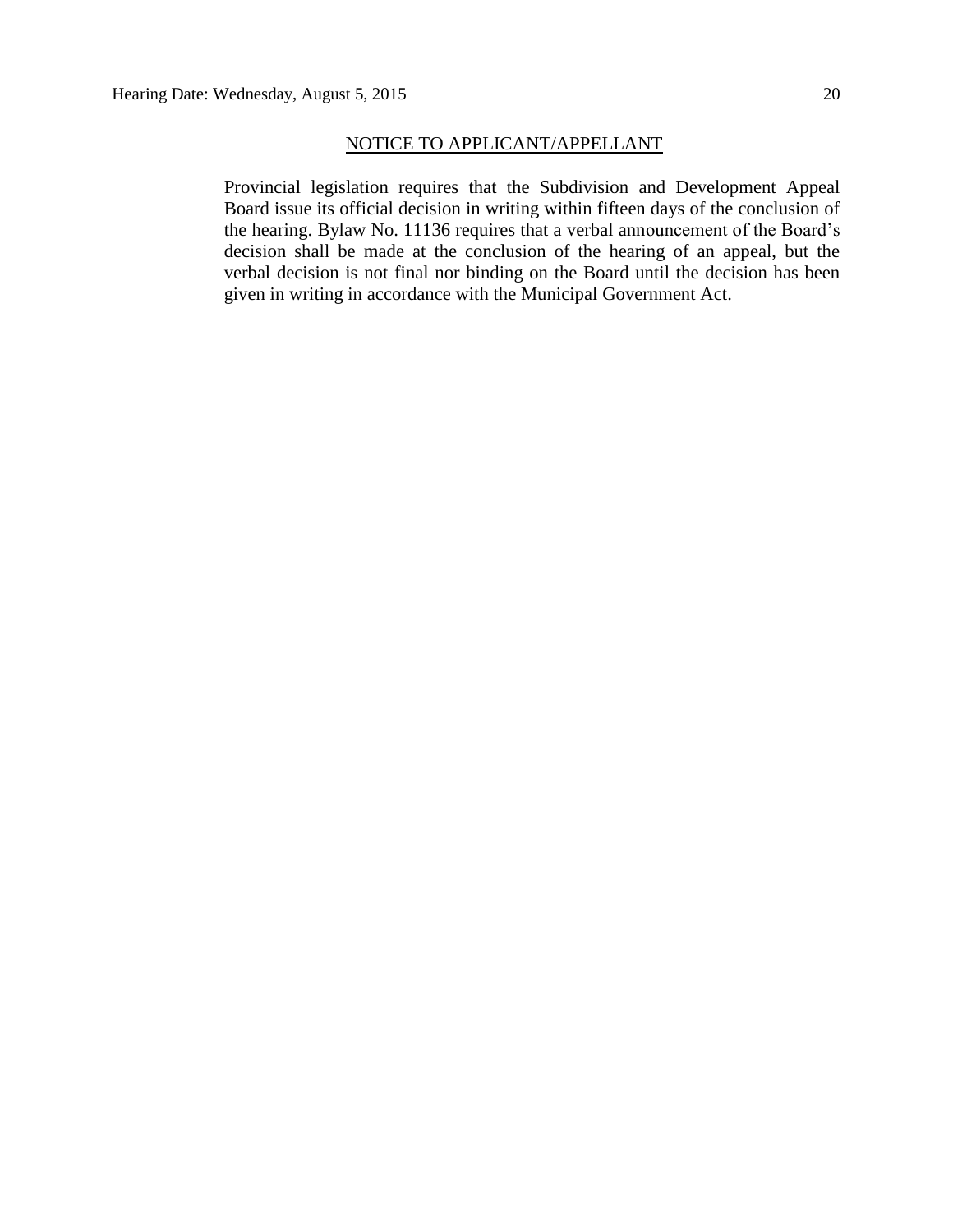## NOTICE TO APPLICANT/APPELLANT

Provincial legislation requires that the Subdivision and Development Appeal Board issue its official decision in writing within fifteen days of the conclusion of the hearing. Bylaw No. 11136 requires that a verbal announcement of the Board's decision shall be made at the conclusion of the hearing of an appeal, but the verbal decision is not final nor binding on the Board until the decision has been given in writing in accordance with the Municipal Government Act.

---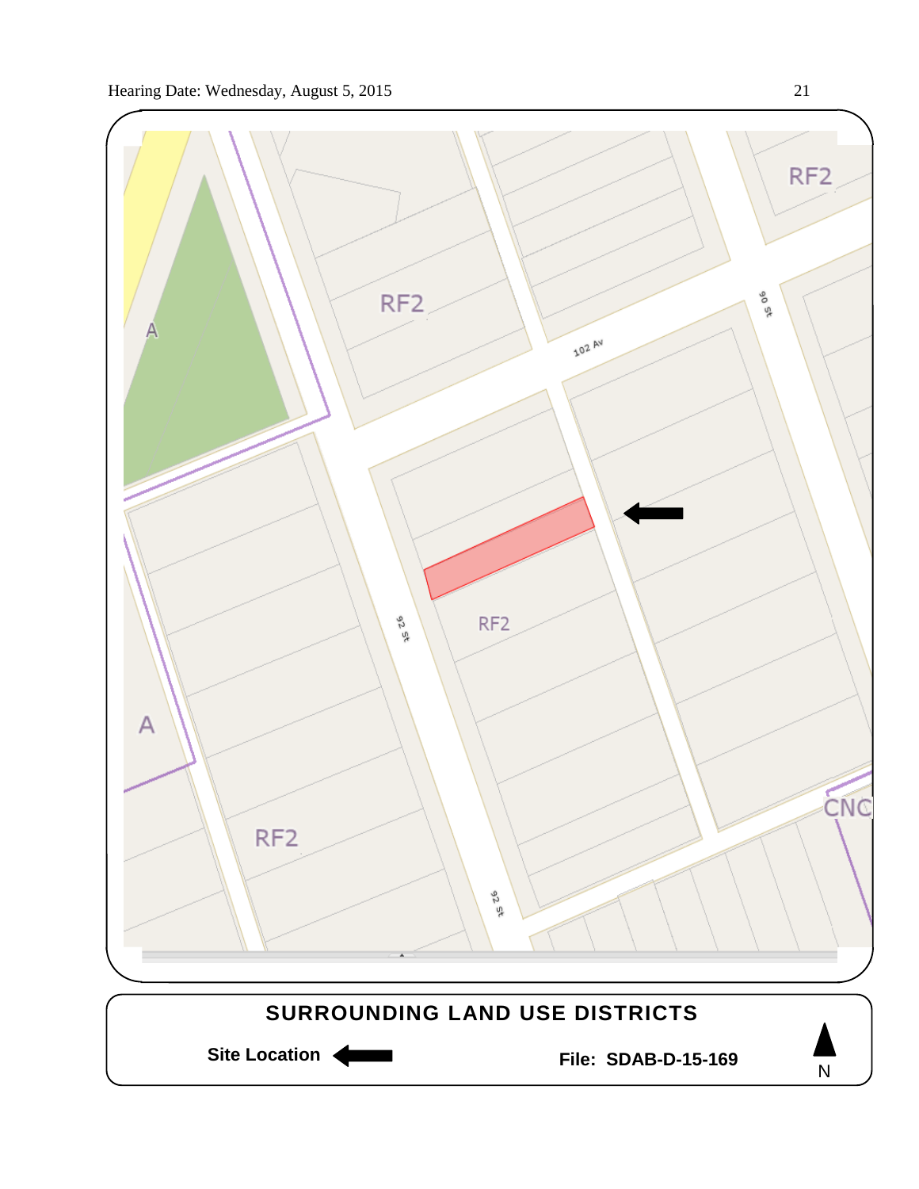RF2

A

RF2

102 Av

90 St

A

RF2

92 St

RF2

92 St

CNC

**SURROUNDING LAND USE DISTRICTS**

**Site Location** ←

**File: SDAB-D-15-169**

N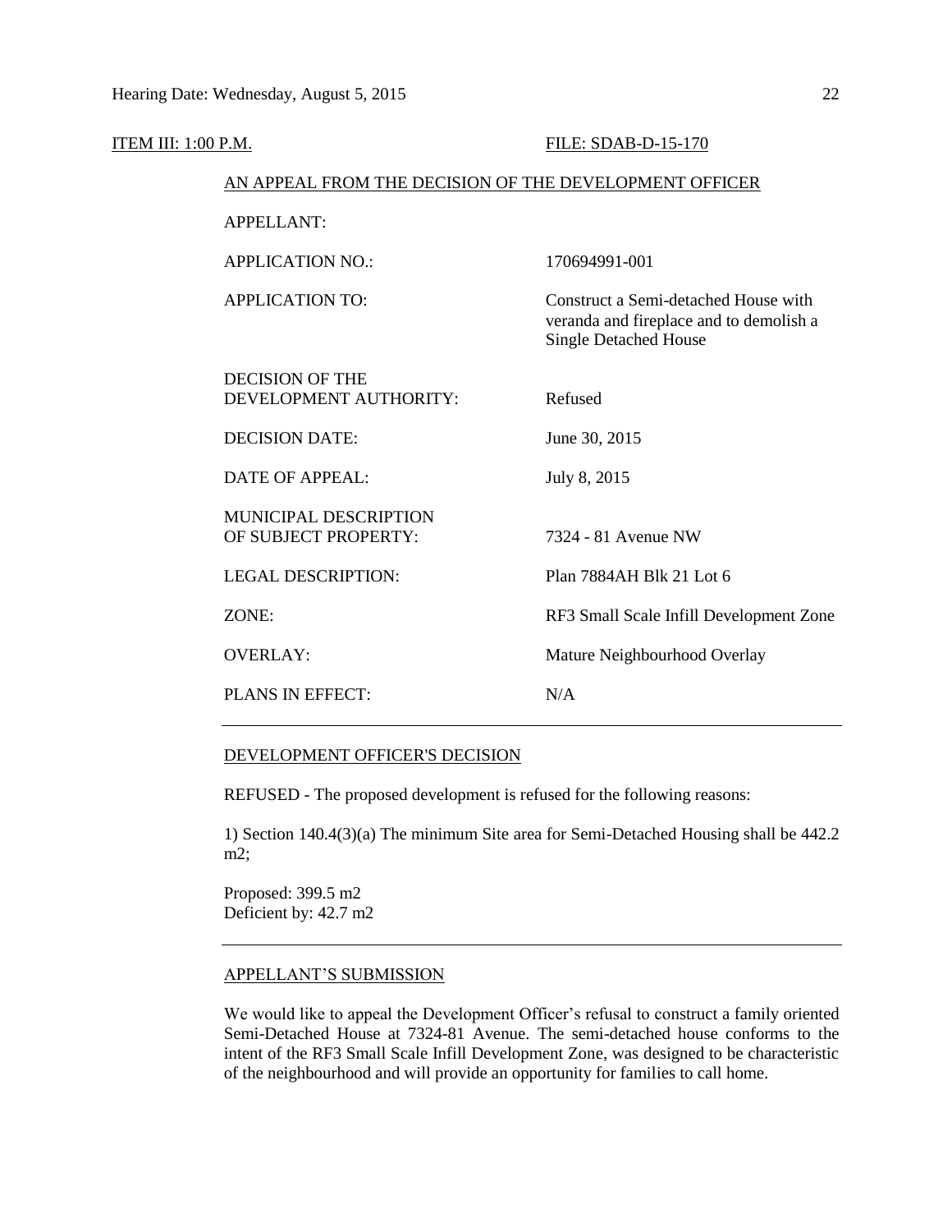ITEM III: 1:00 P.M. FILE: SDAB-D-15-170

AN APPEAL FROM THE DECISION OF THE DEVELOPMENT OFFICER

| | |
|---|---|
| APPELLANT: | |
| APPLICATION NO.: | 170694991-001 |
| APPLICATION TO: | Construct a Semi-detached House with veranda and fireplace and to demolish a Single Detached House |
| DECISION OF THE DEVELOPMENT AUTHORITY: | Refused |
| DECISION DATE: | June 30, 2015 |
| DATE OF APPEAL: | July 8, 2015 |
| MUNICIPAL DESCRIPTION OF SUBJECT PROPERTY: | 7324 - 81 Avenue NW |
| LEGAL DESCRIPTION: | Plan 7884AH Blk 21 Lot 6 |
| ZONE: | RF3 Small Scale Infill Development Zone |
| OVERLAY: | Mature Neighbourhood Overlay |
| PLANS IN EFFECT: | N/A |

---

DEVELOPMENT OFFICER'S DECISION

REFUSED - The proposed development is refused for the following reasons:

1) Section 140.4(3)(a) The minimum Site area for Semi-Detached Housing shall be 442.2 m2;

Proposed: 399.5 m2
Deficient by: 42.7 m2

---

APPELLANT'S SUBMISSION

We would like to appeal the Development Officer's refusal to construct a family oriented Semi-Detached House at 7324-81 Avenue. The semi-detached house conforms to the intent of the RF3 Small Scale Infill Development Zone, was designed to be characteristic of the neighbourhood and will provide an opportunity for families to call home.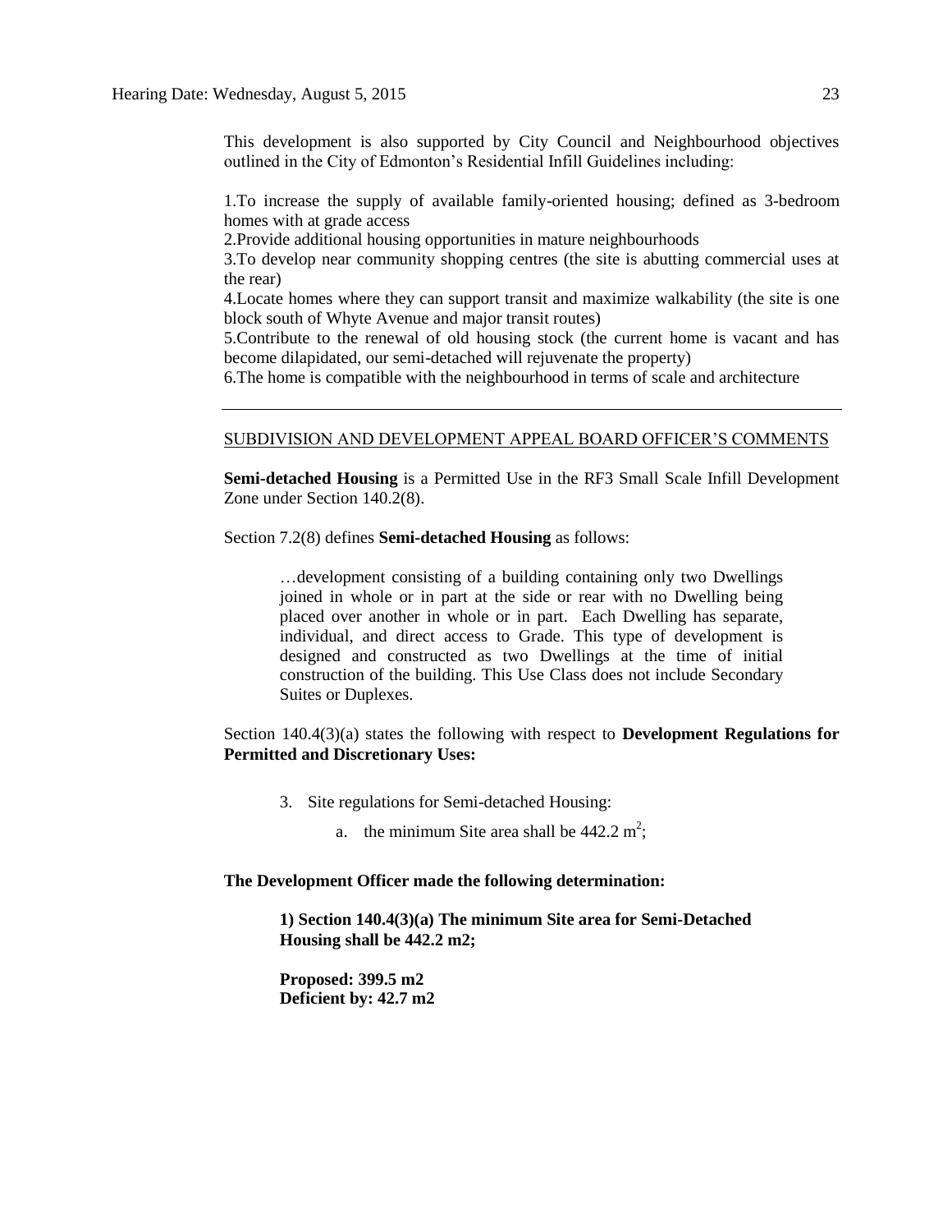This development is also supported by City Council and Neighbourhood objectives outlined in the City of Edmonton's Residential Infill Guidelines including:

1.To increase the supply of available family-oriented housing; defined as 3-bedroom homes with at grade access
2.Provide additional housing opportunities in mature neighbourhoods
3.To develop near community shopping centres (the site is abutting commercial uses at the rear)
4.Locate homes where they can support transit and maximize walkability (the site is one block south of Whyte Avenue and major transit routes)
5.Contribute to the renewal of old housing stock (the current home is vacant and has become dilapidated, our semi-detached will rejuvenate the property)
6.The home is compatible with the neighbourhood in terms of scale and architecture

---

SUBDIVISION AND DEVELOPMENT APPEAL BOARD OFFICER'S COMMENTS

**Semi-detached Housing** is a Permitted Use in the RF3 Small Scale Infill Development Zone under Section 140.2(8).

Section 7.2(8) defines **Semi-detached Housing** as follows:

> …development consisting of a building containing only two Dwellings joined in whole or in part at the side or rear with no Dwelling being placed over another in whole or in part. Each Dwelling has separate, individual, and direct access to Grade. This type of development is designed and constructed as two Dwellings at the time of initial construction of the building. This Use Class does not include Secondary Suites or Duplexes.

Section 140.4(3)(a) states the following with respect to **Development Regulations for Permitted and Discretionary Uses:**

3. Site regulations for Semi-detached Housing:
    a. the minimum Site area shall be 442.2 $m^2$;

**The Development Officer made the following determination:**

> **1) Section 140.4(3)(a) The minimum Site area for Semi-Detached Housing shall be 442.2 m2;**
>
> **Proposed: 399.5 m2**
> **Deficient by: 42.7 m2**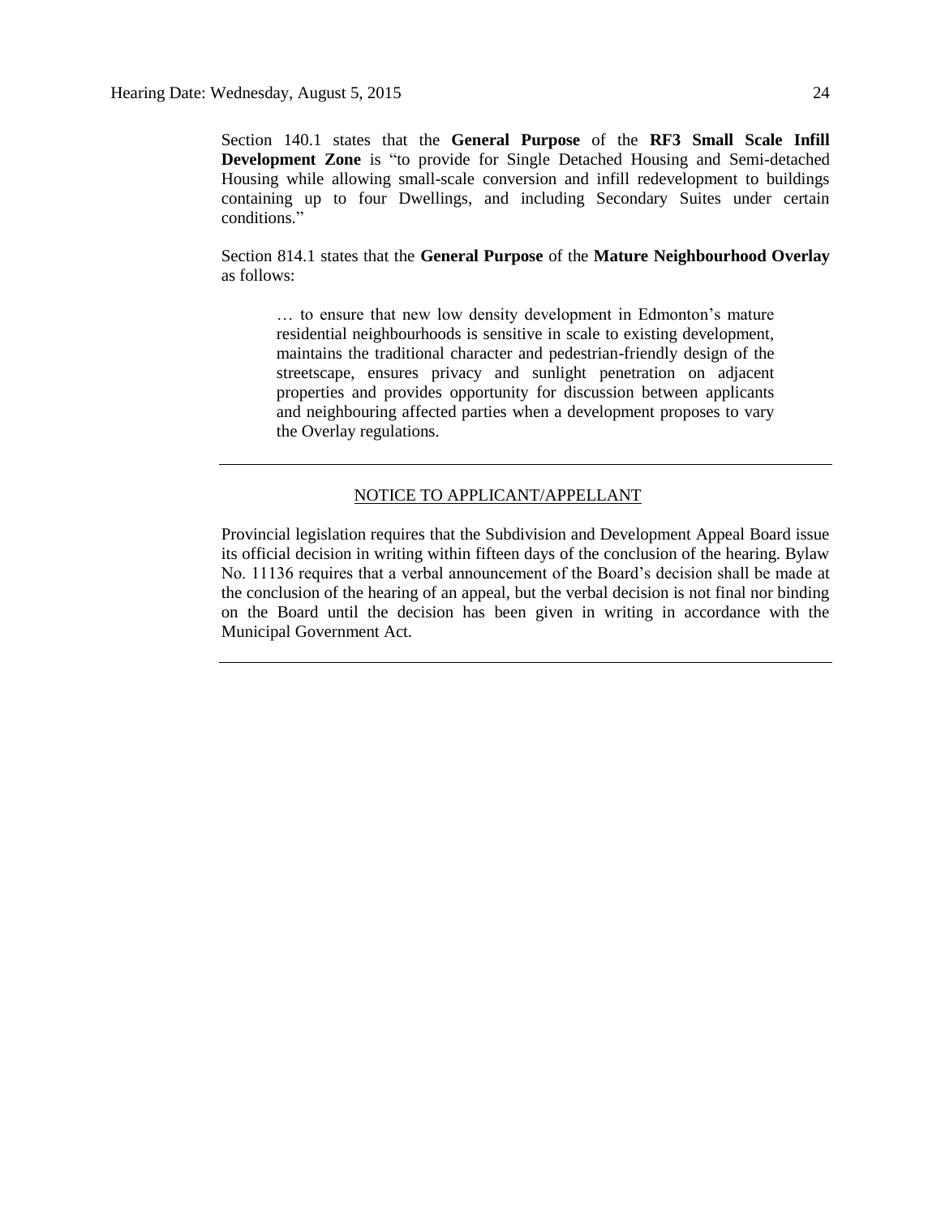Section 140.1 states that the **General Purpose** of the **RF3 Small Scale Infill Development Zone** is "to provide for Single Detached Housing and Semi-detached Housing while allowing small-scale conversion and infill redevelopment to buildings containing up to four Dwellings, and including Secondary Suites under certain conditions."

Section 814.1 states that the **General Purpose** of the **Mature Neighbourhood Overlay** as follows:

> … to ensure that new low density development in Edmonton's mature residential neighbourhoods is sensitive in scale to existing development, maintains the traditional character and pedestrian-friendly design of the streetscape, ensures privacy and sunlight penetration on adjacent properties and provides opportunity for discussion between applicants and neighbouring affected parties when a development proposes to vary the Overlay regulations.

---

NOTICE TO APPLICANT/APPELLANT

Provincial legislation requires that the Subdivision and Development Appeal Board issue its official decision in writing within fifteen days of the conclusion of the hearing. Bylaw No. 11136 requires that a verbal announcement of the Board's decision shall be made at the conclusion of the hearing of an appeal, but the verbal decision is not final nor binding on the Board until the decision has been given in writing in accordance with the Municipal Government Act.

---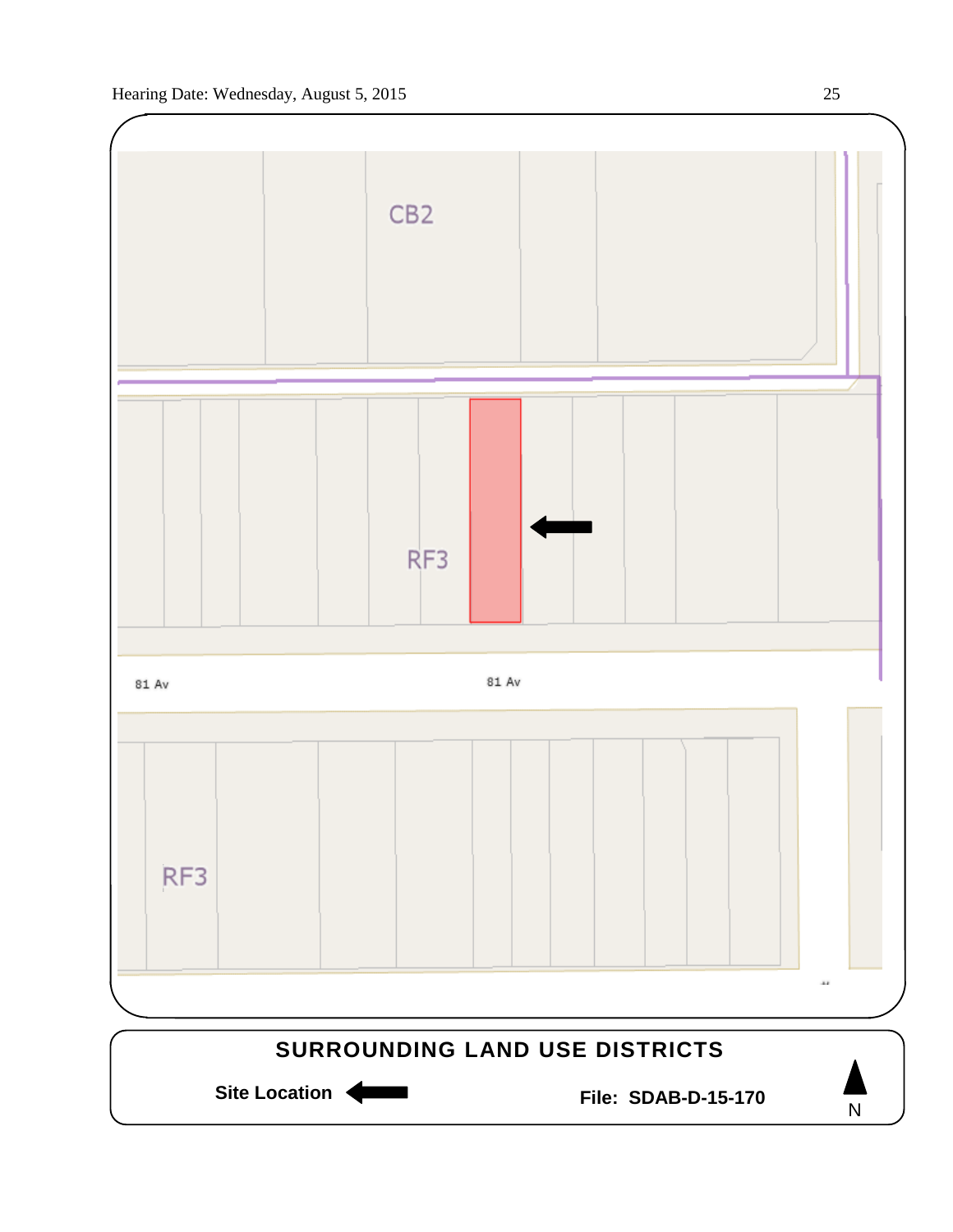CB2

RF3

81 Av

81 Av

RF3

**SURROUNDING LAND USE DISTRICTS**

**Site Location** ←

**File: SDAB-D-15-170**

N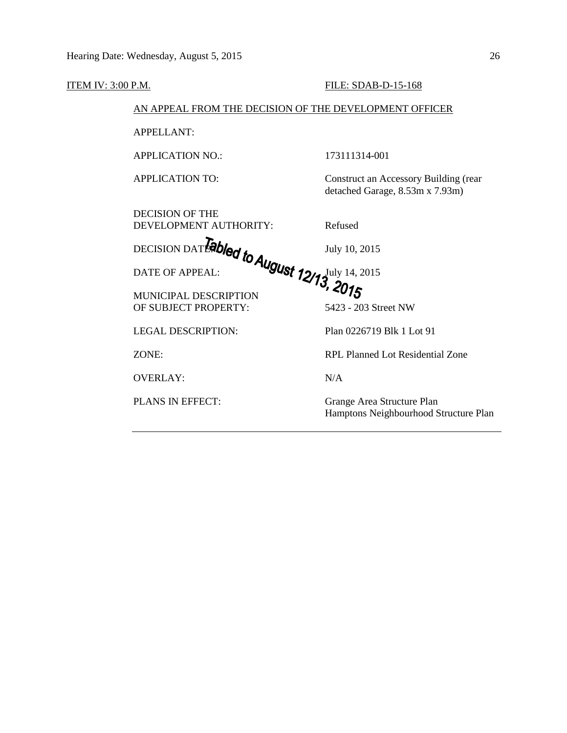ITEM IV: 3:00 P.M. FILE: SDAB-D-15-168

AN APPEAL FROM THE DECISION OF THE DEVELOPMENT OFFICER

| | |
|---|---|
| APPELLANT: | |
| APPLICATION NO.: | 173111314-001 |
| APPLICATION TO: | Construct an Accessory Building (rear detached Garage, 8.53m x 7.93m) |
| DECISION OF THE DEVELOPMENT AUTHORITY: | Refused |
| DECISION DATE: | July 10, 2015 |
| DATE OF APPEAL: | July 14, 2015 |
| MUNICIPAL DESCRIPTION OF SUBJECT PROPERTY: | 5423 - 203 Street NW |
| LEGAL DESCRIPTION: | Plan 0226719 Blk 1 Lot 91 |
| ZONE: | RPL Planned Lot Residential Zone |
| OVERLAY: | N/A |
| PLANS IN EFFECT: | Grange Area Structure Plan<br>Hamptons Neighbourhood Structure Plan |

*Tabled to August 12/13, 2015*

---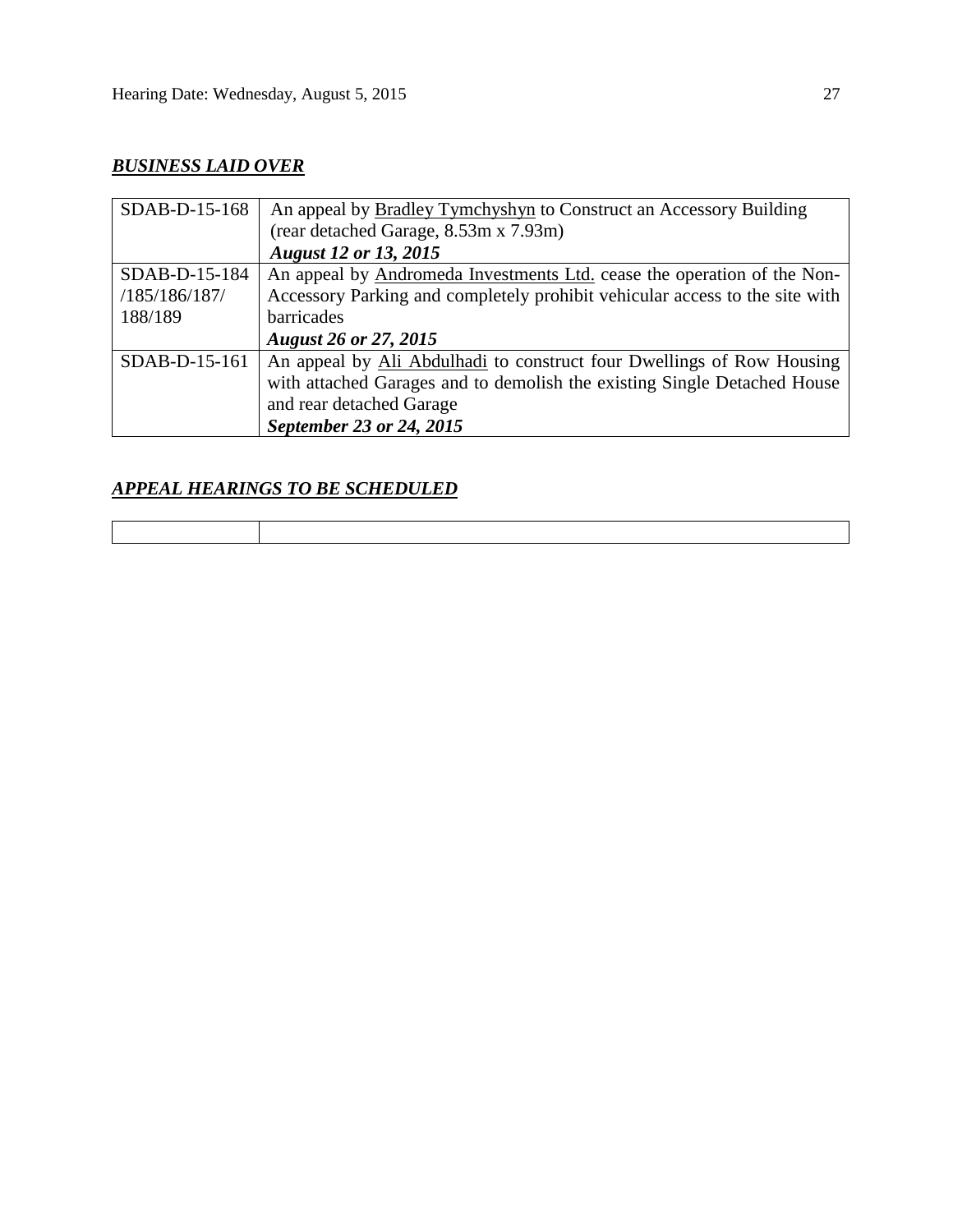***BUSINESS LAID OVER***

| | |
|---|---|
| SDAB-D-15-168 | An appeal by Bradley Tymchyshyn to Construct an Accessory Building (rear detached Garage, 8.53m x 7.93m)<br>***August 12 or 13, 2015*** |
| SDAB-D-15-184/185/186/187/188/189 | An appeal by Andromeda Investments Ltd. cease the operation of the Non-Accessory Parking and completely prohibit vehicular access to the site with barricades<br>***August 26 or 27, 2015*** |
| SDAB-D-15-161 | An appeal by Ali Abdulhadi to construct four Dwellings of Row Housing with attached Garages and to demolish the existing Single Detached House and rear detached Garage<br>***September 23 or 24, 2015*** |

***APPEAL HEARINGS TO BE SCHEDULED***

| | |
|---|---|
| | |